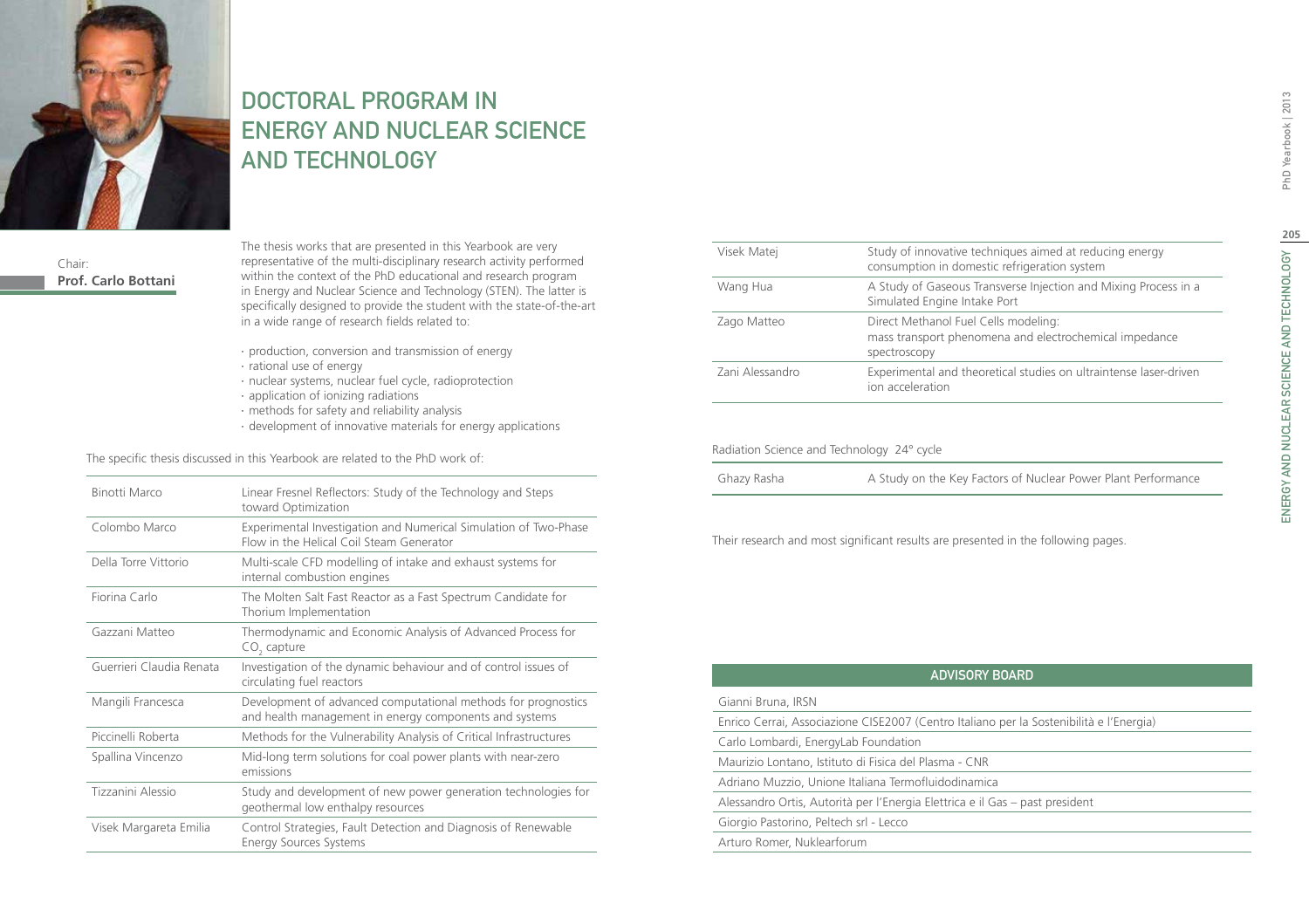# DOCTORAL PROGRAM IN ENERGY AND NUCLEAR SCIENCE AND TECHNOLOGY

Chair:
**Prof. Carlo Bottani**

The thesis works that are presented in this Yearbook are very representative of the multi-disciplinary research activity performed within the context of the PhD educational and research program in Energy and Nuclear Science and Technology (STEN). The latter is specifically designed to provide the student with the state-of-the-art in a wide range of research fields related to:

- production, conversion and transmission of energy
- rational use of energy
- nuclear systems, nuclear fuel cycle, radioprotection
- application of ionizing radiations
- methods for safety and reliability analysis
- development of innovative materials for energy applications

The specific thesis discussed in this Yearbook are related to the PhD work of:

| | |
|---|---|
| Binotti Marco | Linear Fresnel Reflectors: Study of the Technology and Steps toward Optimization |
| Colombo Marco | Experimental Investigation and Numerical Simulation of Two-Phase Flow in the Helical Coil Steam Generator |
| Della Torre Vittorio | Multi-scale CFD modelling of intake and exhaust systems for internal combustion engines |
| Fiorina Carlo | The Molten Salt Fast Reactor as a Fast Spectrum Candidate for Thorium Implementation |
| Gazzani Matteo | Thermodynamic and Economic Analysis of Advanced Process for $CO_2$ capture |
| Guerrieri Claudia Renata | Investigation of the dynamic behaviour and of control issues of circulating fuel reactors |
| Mangili Francesca | Development of advanced computational methods for prognostics and health management in energy components and systems |
| Piccinelli Roberta | Methods for the Vulnerability Analysis of Critical Infrastructures |
| Spallina Vincenzo | Mid-long term solutions for coal power plants with near-zero emissions |
| Tizzanini Alessio | Study and development of new power generation technologies for geothermal low enthalpy resources |
| Visek Margareta Emilia | Control Strategies, Fault Detection and Diagnosis of Renewable Energy Sources Systems |
| Visek Matej | Study of innovative techniques aimed at reducing energy consumption in domestic refrigeration system |
| Wang Hua | A Study of Gaseous Transverse Injection and Mixing Process in a Simulated Engine Intake Port |
| Zago Matteo | Direct Methanol Fuel Cells modeling: mass transport phenomena and electrochemical impedance spectroscopy |
| Zani Alessandro | Experimental and theoretical studies on ultraintense laser-driven ion acceleration |

Radiation Science and Technology 24° cycle

| | |
|---|---|
| Ghazy Rasha | A Study on the Key Factors of Nuclear Power Plant Performance |

Their research and most significant results are presented in the following pages.

| ADVISORY BOARD |
|---|
| Gianni Bruna, IRSN |
| Enrico Cerrai, Associazione CISE2007 (Centro Italiano per la Sostenibilità e l'Energia) |
| Carlo Lombardi, EnergyLab Foundation |
| Maurizio Lontano, Istituto di Fisica del Plasma - CNR |
| Adriano Muzzio, Unione Italiana Termofluidodinamica |
| Alessandro Ortis, Autorità per l'Energia Elettrica e il Gas – past president |
| Giorgio Pastorino, Peltech srl - Lecco |
| Arturo Romer, Nuklearforum |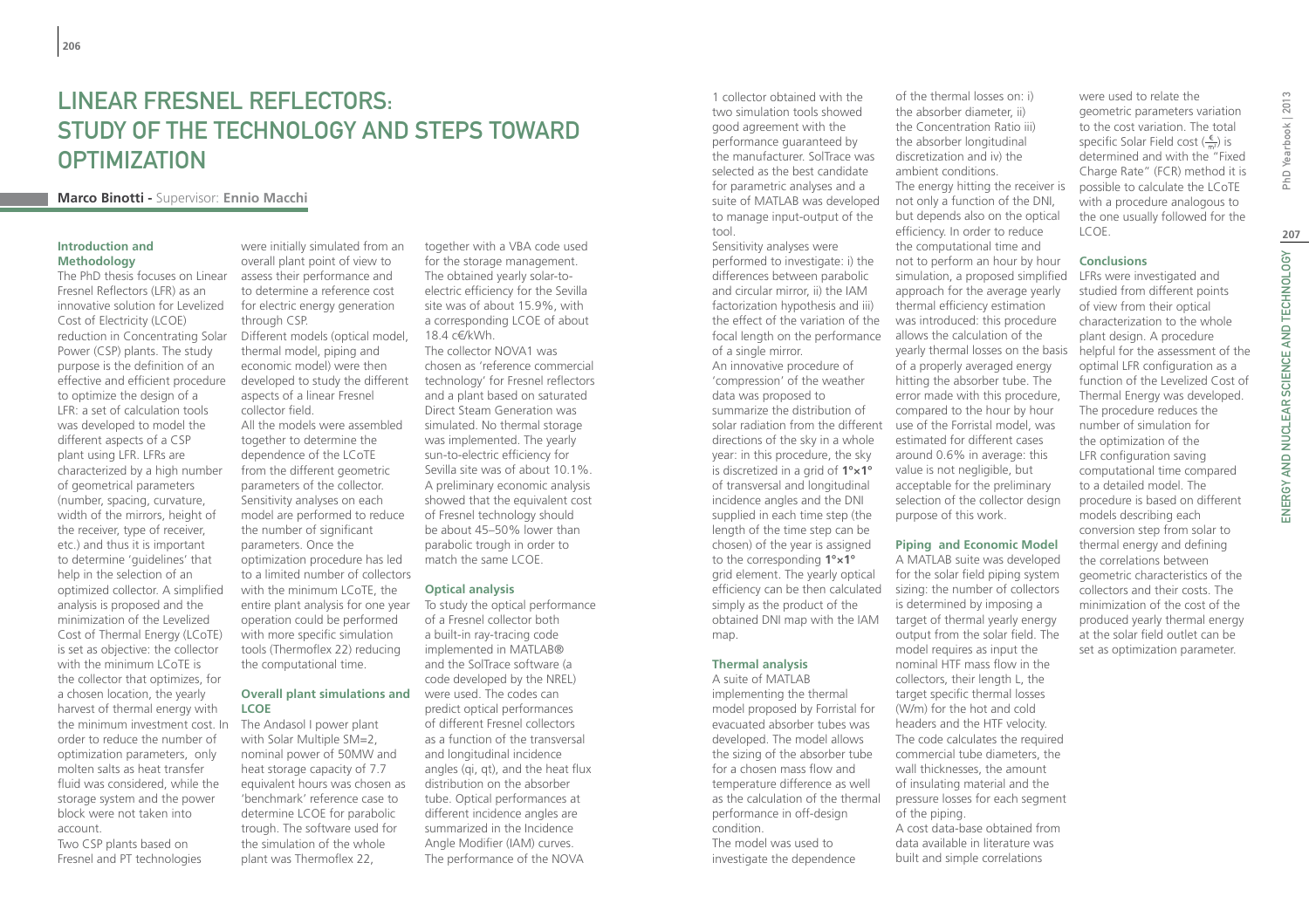# Linear Fresnel Reflectors: Study of the Technology and Steps Toward Optimization

**Marco Binotti** - Supervisor: **Ennio Macchi**

### Introduction and Methodology

The PhD thesis focuses on Linear Fresnel Reflectors (LFR) as an innovative solution for Levelized Cost of Electricity (LCOE) reduction in Concentrating Solar Power (CSP) plants. The study purpose is the definition of an effective and efficient procedure to optimize the design of a LFR: a set of calculation tools was developed to model the different aspects of a CSP plant using LFR. LFRs are characterized by a high number of geometrical parameters (number, spacing, curvature, width of the mirrors, height of the receiver, type of receiver, etc.) and thus it is important to determine 'guidelines' that help in the selection of an optimized collector. A simplified analysis is proposed and the minimization of the Levelized Cost of Thermal Energy (LCoTE) is set as objective: the collector with the minimum LCoTE is the collector that optimizes, for a chosen location, the yearly harvest of thermal energy with the minimum investment cost. In order to reduce the number of optimization parameters, only molten salts as heat transfer fluid was considered, while the storage system and the power block were not taken into account.

Two CSP plants based on Fresnel and PT technologies were initially simulated from an overall plant point of view to assess their performance and to determine a reference cost for electric energy generation through CSP.

Different models (optical model, thermal model, piping and economic model) were then developed to study the different aspects of a linear Fresnel collector field.

All the models were assembled together to determine the dependence of the LCoTE from the different geometric parameters of the collector. Sensitivity analyses on each model are performed to reduce the number of significant parameters. Once the optimization procedure has led to a limited number of collectors with the minimum LCoTE, the entire plant analysis for one year operation could be performed with more specific simulation tools (Thermoflex 22) reducing the computational time.

### Overall plant simulations and LCOE

The Andasol I power plant with Solar Multiple SM=2, nominal power of 50MW and heat storage capacity of 7.7 equivalent hours was chosen as 'benchmark' reference case to determine LCOE for parabolic trough. The software used for the simulation of the whole plant was Thermoflex 22, together with a VBA code used for the storage management. The obtained yearly solar-to-electric efficiency for the Sevilla site was of about 15.9%, with a corresponding LCOE of about 18.4 c€/kWh.

The collector NOVA1 was chosen as 'reference commercial technology' for Fresnel reflectors and a plant based on saturated Direct Steam Generation was simulated. No thermal storage was implemented. The yearly sun-to-electric efficiency for Sevilla site was of about 10.1%. A preliminary economic analysis showed that the equivalent cost of Fresnel technology should be about 45–50% lower than parabolic trough in order to match the same LCOE.

### Optical analysis

To study the optical performance of a Fresnel collector both a built-in ray-tracing code implemented in MATLAB® and the SolTrace software (a code developed by the NREL) were used. The codes can predict optical performances of different Fresnel collectors as a function of the transversal and longitudinal incidence angles (qi, qt), and the heat flux distribution on the absorber tube. Optical performances at different incidence angles are summarized in the Incidence Angle Modifier (IAM) curves. The performance of the NOVA 1 collector obtained with the two simulation tools showed good agreement with the performance guaranteed by the manufacturer. SolTrace was selected as the best candidate for parametric analyses and a suite of MATLAB was developed to manage input-output of the tool.

Sensitivity analyses were performed to investigate: i) the differences between parabolic and circular mirror, ii) the IAM factorization hypothesis and iii) the effect of the variation of the focal length on the performance of a single mirror.

An innovative procedure of 'compression' of the weather data was proposed to summarize the distribution of solar radiation from the different directions of the sky in a whole year: in this procedure, the sky is discretized in a grid of **1°×1°** of transversal and longitudinal incidence angles and the DNI supplied in each time step (the length of the time step can be chosen) of the year is assigned to the corresponding **1°×1°** grid element. The yearly optical efficiency can be then calculated simply as the product of the obtained DNI map with the IAM map.

### Thermal analysis

A suite of MATLAB implementing the thermal model proposed by Forristal for evacuated absorber tubes was developed. The model allows the sizing of the absorber tube for a chosen mass flow and temperature difference as well as the calculation of the thermal performance in off-design condition.

The model was used to investigate the dependence of the thermal losses on: i) the absorber diameter, ii) the Concentration Ratio iii) the absorber longitudinal discretization and iv) the ambient conditions.

The energy hitting the receiver is not only a function of the DNI, but depends also on the optical efficiency. In order to reduce the computational time and not to perform an hour by hour simulation, a proposed simplified approach for the average yearly thermal efficiency estimation was introduced: this procedure allows the calculation of the yearly thermal losses on the basis of a properly averaged energy hitting the absorber tube. The error made with this procedure, compared to the hour by hour use of the Forristal model, was estimated for different cases around 0.6% in average: this value is not negligible, but acceptable for the preliminary selection of the collector design purpose of this work.

### Piping and Economic Model

A MATLAB suite was developed for the solar field piping system sizing: the number of collectors is determined by imposing a target of thermal yearly energy output from the solar field. The model requires as input the nominal HTF mass flow in the collectors, their length L, the target specific thermal losses (W/m) for the hot and cold headers and the HTF velocity. The code calculates the required commercial tube diameters, the wall thicknesses, the amount of insulating material and the pressure losses for each segment of the piping.

A cost data-base obtained from data available in literature was built and simple correlations were used to relate the geometric parameters variation to the cost variation. The total specific Solar Field cost ($\frac{€}{m^2}$) is determined and with the "Fixed Charge Rate" (FCR) method it is possible to calculate the LCoTE with a procedure analogous to the one usually followed for the LCOE.

### Conclusions

LFRs were investigated and studied from different points of view from their optical characterization to the whole plant design. A procedure helpful for the assessment of the optimal LFR configuration as a function of the Levelized Cost of Thermal Energy was developed. The procedure reduces the number of simulation for the optimization of the LFR configuration saving computational time compared to a detailed model. The procedure is based on different models describing each conversion step from solar to thermal energy and defining the correlations between geometric characteristics of the collectors and their costs. The minimization of the cost of the produced yearly thermal energy at the solar field outlet can be set as optimization parameter.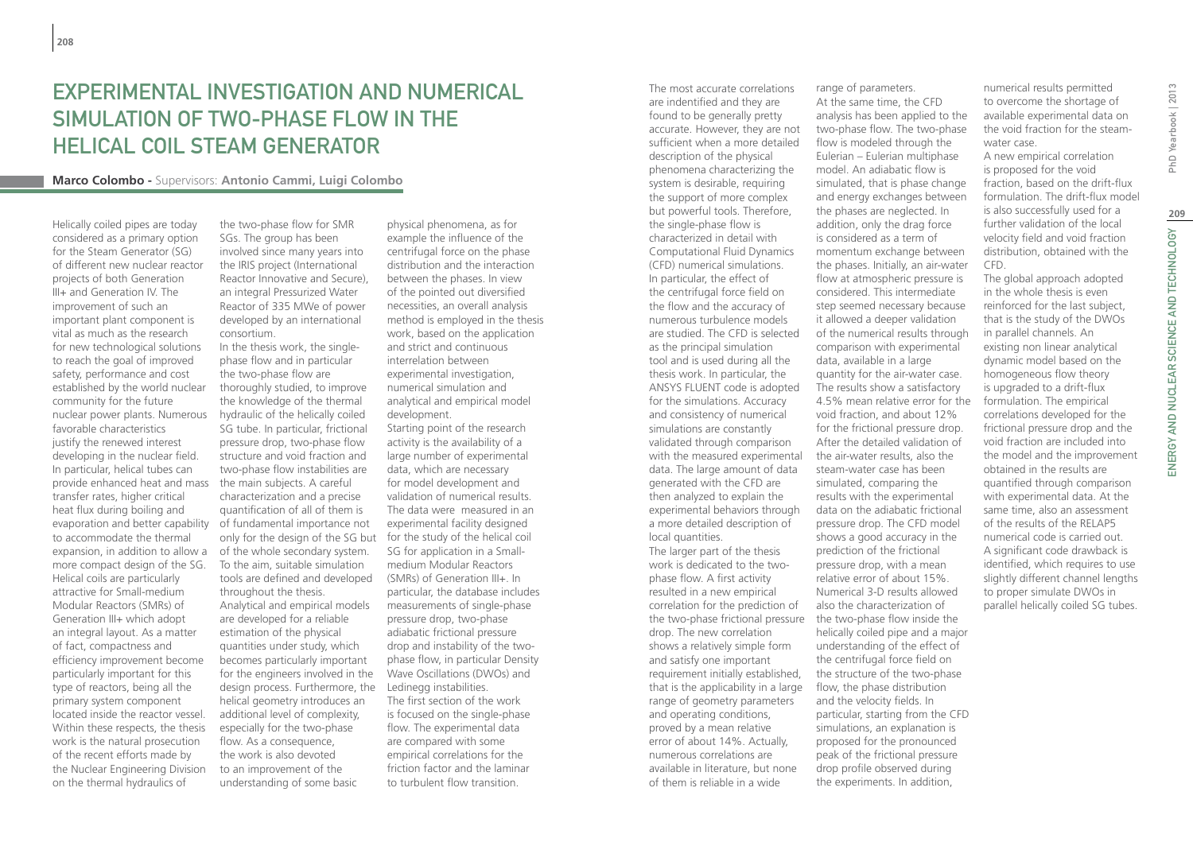# Experimental Investigation and Numerical Simulation of Two-Phase Flow in the Helical Coil Steam Generator

**Marco Colombo -** Supervisors: **Antonio Cammi, Luigi Colombo**

Helically coiled pipes are today considered as a primary option for the Steam Generator (SG) of different new nuclear reactor projects of both Generation III+ and Generation IV. The improvement of such an important plant component is vital as much as the research for new technological solutions to reach the goal of improved safety, performance and cost established by the world nuclear community for the future nuclear power plants. Numerous favorable characteristics justify the renewed interest developing in the nuclear field. In particular, helical tubes can provide enhanced heat and mass transfer rates, higher critical heat flux during boiling and evaporation and better capability to accommodate the thermal expansion, in addition to allow a more compact design of the SG. Helical coils are particularly attractive for Small-medium Modular Reactors (SMRs) of Generation III+ which adopt an integral layout. As a matter of fact, compactness and efficiency improvement become particularly important for this type of reactors, being all the primary system component located inside the reactor vessel. Within these respects, the thesis work is the natural prosecution of the recent efforts made by the Nuclear Engineering Division on the thermal hydraulics of the two-phase flow for SMR SGs. The group has been involved since many years into the IRIS project (International Reactor Innovative and Secure), an integral Pressurized Water Reactor of 335 MWe of power developed by an international consortium.

In the thesis work, the single-phase flow and in particular the two-phase flow are thoroughly studied, to improve the knowledge of the thermal hydraulic of the helically coiled SG tube. In particular, frictional pressure drop, two-phase flow structure and void fraction and two-phase flow instabilities are the main subjects. A careful characterization and a precise quantification of all of them is of fundamental importance not only for the design of the SG but of the whole secondary system. To the aim, suitable simulation tools are defined and developed throughout the thesis. Analytical and empirical models are developed for a reliable estimation of the physical quantities under study, which becomes particularly important for the engineers involved in the design process. Furthermore, the helical geometry introduces an additional level of complexity, especially for the two-phase flow. As a consequence, the work is also devoted to an improvement of the understanding of some basic physical phenomena, as for example the influence of the centrifugal force on the phase distribution and the interaction between the phases. In view of the pointed out diversified necessities, an overall analysis method is employed in the thesis work, based on the application and strict and continuous interrelation between experimental investigation, numerical simulation and analytical and empirical model development.

Starting point of the research activity is the availability of a large number of experimental data, which are necessary for model development and validation of numerical results. The data were measured in an experimental facility designed for the study of the helical coil SG for application in a Small-medium Modular Reactors (SMRs) of Generation III+. In particular, the database includes measurements of single-phase pressure drop, two-phase adiabatic frictional pressure drop and instability of the two-phase flow, in particular Density Wave Oscillations (DWOs) and Ledinegg instabilities.

The first section of the work is focused on the single-phase flow. The experimental data are compared with some empirical correlations for the friction factor and the laminar to turbulent flow transition. The most accurate correlations are indentified and they are found to be generally pretty accurate. However, they are not sufficient when a more detailed description of the physical phenomena characterizing the system is desirable, requiring the support of more complex but powerful tools. Therefore, the single-phase flow is characterized in detail with Computational Fluid Dynamics (CFD) numerical simulations. In particular, the effect of the centrifugal force field on the flow and the accuracy of numerous turbulence models are studied. The CFD is selected as the principal simulation tool and is used during all the thesis work. In particular, the ANSYS FLUENT code is adopted for the simulations. Accuracy and consistency of numerical simulations are constantly validated through comparison with the measured experimental data. The large amount of data generated with the CFD are then analyzed to explain the experimental behaviors through a more detailed description of local quantities.

The larger part of the thesis work is dedicated to the two-phase flow. A first activity resulted in a new empirical correlation for the prediction of the two-phase frictional pressure drop. The new correlation shows a relatively simple form and satisfy one important requirement initially established, that is the applicability in a large range of geometry parameters and operating conditions, proved by a mean relative error of about 14%. Actually, numerous correlations are available in literature, but none of them is reliable in a wide range of parameters.

At the same time, the CFD analysis has been applied to the two-phase flow. The two-phase flow is modeled through the Eulerian – Eulerian multiphase model. An adiabatic flow is simulated, that is phase change and energy exchanges between the phases are neglected. In addition, only the drag force is considered as a term of momentum exchange between the phases. Initially, an air-water flow at atmospheric pressure is considered. This intermediate step seemed necessary because it allowed a deeper validation of the numerical results through comparison with experimental data, available in a large quantity for the air-water case. The results show a satisfactory 4.5% mean relative error for the void fraction, and about 12% for the frictional pressure drop. After the detailed validation of the air-water results, also the steam-water case has been simulated, comparing the results with the experimental data on the adiabatic frictional pressure drop. The CFD model shows a good accuracy in the prediction of the frictional pressure drop, with a mean relative error of about 15%. Numerical 3-D results allowed also the characterization of the two-phase flow inside the helically coiled pipe and a major understanding of the effect of the centrifugal force field on the structure of the two-phase flow, the phase distribution and the velocity fields. In particular, starting from the CFD simulations, an explanation is proposed for the pronounced peak of the frictional pressure drop profile observed during the experiments. In addition, numerical results permitted to overcome the shortage of available experimental data on the void fraction for the steam-water case.

A new empirical correlation is proposed for the void fraction, based on the drift-flux formulation. The drift-flux model is also successfully used for a further validation of the local velocity field and void fraction distribution, obtained with the CFD.

The global approach adopted in the whole thesis is even reinforced for the last subject, that is the study of the DWOs in parallel channels. An existing non linear analytical dynamic model based on the homogeneous flow theory is upgraded to a drift-flux formulation. The empirical correlations developed for the frictional pressure drop and the void fraction are included into the model and the improvement obtained in the results are quantified through comparison with experimental data. At the same time, also an assessment of the results of the RELAP5 numerical code is carried out. A significant code drawback is identified, which requires to use slightly different channel lengths to proper simulate DWOs in parallel helically coiled SG tubes.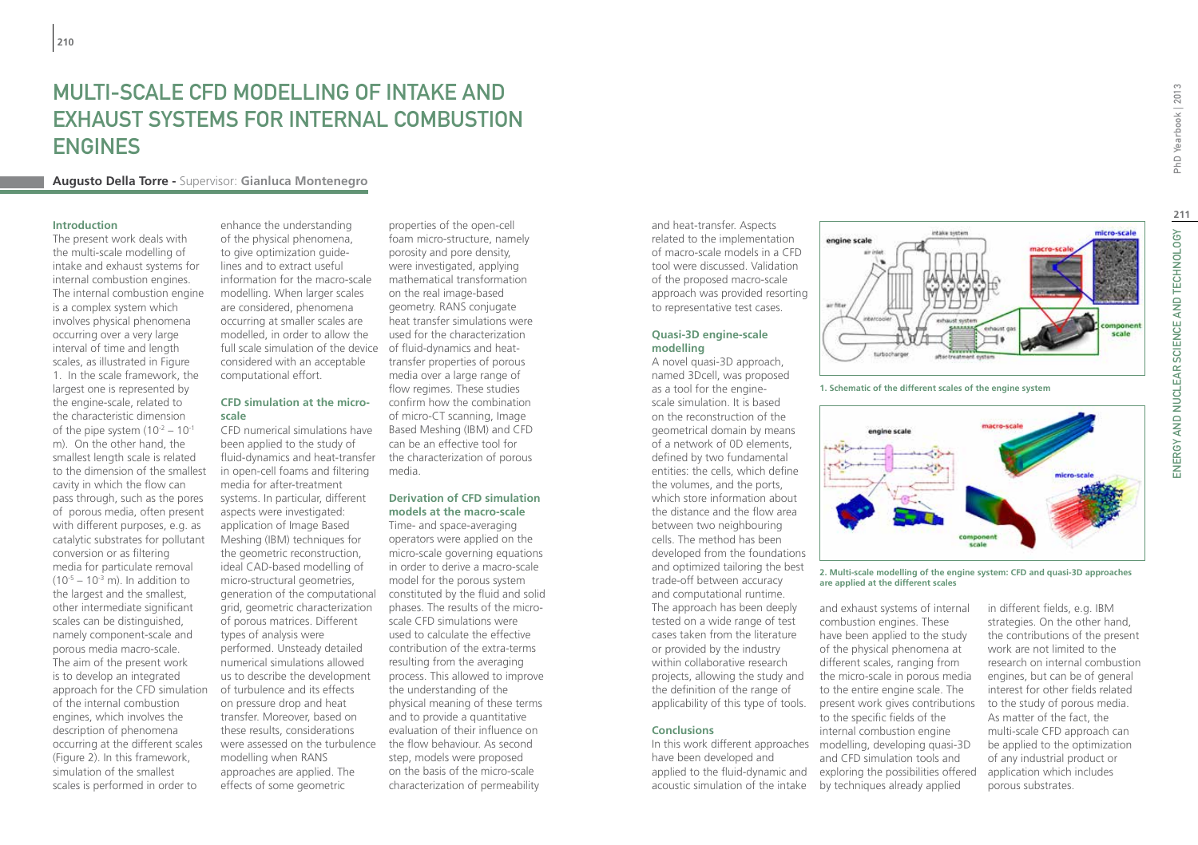# MULTI-SCALE CFD MODELLING OF INTAKE AND EXHAUST SYSTEMS FOR INTERNAL COMBUSTION ENGINES

**Augusto Della Torre -** Supervisor: **Gianluca Montenegro**

### Introduction

The present work deals with the multi-scale modelling of intake and exhaust systems for internal combustion engines. The internal combustion engine is a complex system which involves physical phenomena occurring over a very large interval of time and length scales, as illustrated in Figure 1. In the scale framework, the largest one is represented by the engine-scale, related to the characteristic dimension of the pipe system ($10^{-2} - 10^{-1}$ m). On the other hand, the smallest length scale is related to the dimension of the smallest cavity in which the flow can pass through, such as the pores of porous media, often present with different purposes, e.g. as catalytic substrates for pollutant conversion or as filtering media for particulate removal ($10^{-5} - 10^{-3}$ m). In addition to the largest and the smallest, other intermediate significant scales can be distinguished, namely component-scale and porous media macro-scale. The aim of the present work is to develop an integrated approach for the CFD simulation of the internal combustion engines, which involves the description of phenomena occurring at the different scales (Figure 2). In this framework, simulation of the smallest scales is performed in order to enhance the understanding of the physical phenomena, to give optimization guidelines and to extract useful information for the macro-scale modelling. When larger scales are considered, phenomena occurring at smaller scales are modelled, in order to allow the full scale simulation of the device considered with an acceptable computational effort.

### CFD simulation at the micro-scale

CFD numerical simulations have been applied to the study of fluid-dynamics and heat-transfer in open-cell foams and filtering media for after-treatment systems. In particular, different aspects were investigated: application of Image Based Meshing (IBM) techniques for the geometric reconstruction, ideal CAD-based modelling of micro-structural geometries, generation of the computational grid, geometric characterization of porous matrices. Different types of analysis were performed. Unsteady detailed numerical simulations allowed us to describe the development of turbulence and its effects on pressure drop and heat transfer. Moreover, based on these results, considerations were assessed on the turbulence modelling when RANS approaches are applied. The effects of some geometric properties of the open-cell foam micro-structure, namely porosity and pore density, were investigated, applying mathematical transformation on the real image-based geometry. RANS conjugate heat transfer simulations were used for the characterization of fluid-dynamics and heat-transfer properties of porous media over a large range of flow regimes. These studies confirm how the combination of micro-CT scanning, Image Based Meshing (IBM) and CFD can be an effective tool for the characterization of porous media.

### Derivation of CFD simulation models at the macro-scale

Time- and space-averaging operators were applied on the micro-scale governing equations in order to derive a macro-scale model for the porous system constituted by the fluid and solid phases. The results of the micro-scale CFD simulations were used to calculate the effective contribution of the extra-terms resulting from the averaging process. This allowed to improve the understanding of the physical meaning of these terms and to provide a quantitative evaluation of their influence on the flow behaviour. As second step, models were proposed on the basis of the micro-scale characterization of permeability and heat-transfer. Aspects related to the implementation of macro-scale models in a CFD tool were discussed. Validation of the proposed macro-scale approach was provided resorting to representative test cases.

### Quasi-3D engine-scale modelling

A novel quasi-3D approach, named 3Dcell, was proposed as a tool for the engine-scale simulation. It is based on the reconstruction of the geometrical domain by means of a network of 0D elements, defined by two fundamental entities: the cells, which define the volumes, and the ports, which store information about the distance and the flow area between two neighbouring cells. The method has been developed from the foundations and optimized tailoring the best trade-off between accuracy and computational runtime. The approach has been deeply tested on a wide range of test cases taken from the literature or provided by the industry within collaborative research projects, allowing the study and the definition of the range of applicability of this type of tools.

**1. Schematic of the different scales of the engine system**

**2. Multi-scale modelling of the engine system: CFD and quasi-3D approaches are applied at the different scales**

### Conclusions

In this work different approaches have been developed and applied to the fluid-dynamic and acoustic simulation of the intake and exhaust systems of internal combustion engines. These have been applied to the study of the physical phenomena at different scales, ranging from the micro-scale in porous media to the entire engine scale. The present work gives contributions to the specific fields of the internal combustion engine modelling, developing quasi-3D and CFD simulation tools and exploring the possibilities offered by techniques already applied in different fields, e.g. IBM strategies. On the other hand, the contributions of the present work are not limited to the research on internal combustion engines, but can be of general interest for other fields related to the study of porous media. As matter of the fact, the multi-scale CFD approach can be applied to the optimization of any industrial product or application which includes porous substrates.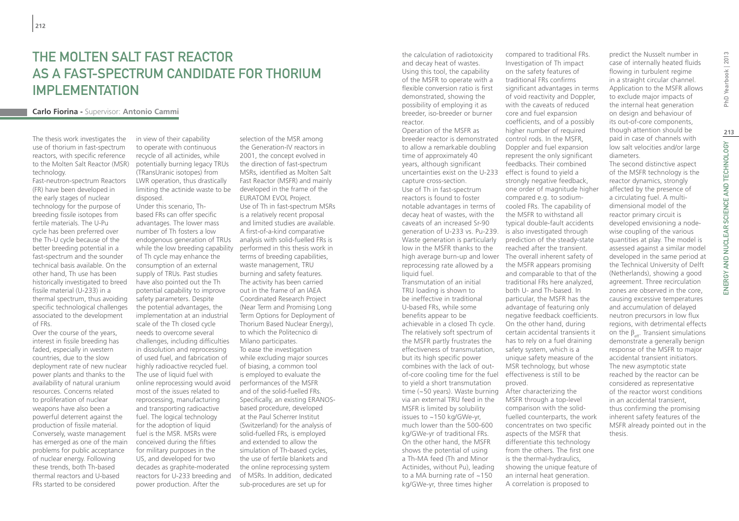# The Molten Salt Fast Reactor as a Fast-Spectrum Candidate for Thorium Implementation

**Carlo Fiorina** - Supervisor: **Antonio Cammi**

The thesis work investigates the use of thorium in fast-spectrum reactors, with specific reference to the Molten Salt Reactor (MSR) technology.

Fast-neutron-spectrum Reactors (FR) have been developed in the early stages of nuclear technology for the purpose of breeding fissile isotopes from fertile materials. The U-Pu cycle has been preferred over the Th-U cycle because of the better breeding potential in a fast-spectrum and the sounder technical basis available. On the other hand, Th use has been historically investigated to breed fissile material (U-233) in a thermal spectrum, thus avoiding specific technological challenges associated to the development of FRs.

Over the course of the years, interest in fissile breeding has faded, especially in western countries, due to the slow deployment rate of new nuclear power plants and thanks to the availability of natural uranium resources. Concerns related to proliferation of nuclear weapons have also been a powerful deterrent against the production of fissile material. Conversely, waste management has emerged as one of the main problems for public acceptance of nuclear energy. Following these trends, both Th-based thermal reactors and U-based FRs started to be considered in view of their capability to operate with continuous recycle of all actinides, while potentially burning legacy TRUs (TRansUranic isotopes) from LWR operation, thus drastically limiting the actinide waste to be disposed.

Under this scenario, Th-based FRs can offer specific advantages. The lower mass number of Th fosters a low endogenous generation of TRUs while the low breeding capability of Th cycle may enhance the consumption of an external supply of TRUs. Past studies have also pointed out the Th potential capability to improve safety parameters. Despite the potential advantages, the implementation at an industrial scale of the Th closed cycle needs to overcome several challenges, including difficulties in dissolution and reprocessing of used fuel, and fabrication of highly radioactive recycled fuel. The use of liquid fuel with online reprocessing would avoid most of the issues related to reprocessing, manufacturing and transporting radioactive fuel. The logical technology for the adoption of liquid fuel is the MSR. MSRs were conceived during the fifties for military purposes in the US, and developed for two decades as graphite-moderated reactors for U-233 breeding and power production. After the selection of the MSR among the Generation-IV reactors in 2001, the concept evolved in the direction of fast-spectrum MSRs, identified as Molten Salt Fast Reactor (MSFR) and mainly developed in the frame of the EURATOM EVOL Project.

Use of Th in fast-spectrum MSRs is a relatively recent proposal and limited studies are available. A first-of-a-kind comparative analysis with solid-fuelled FRs is performed in this thesis work in terms of breeding capabilities, waste management, TRU burning and safety features. The activity has been carried out in the frame of an IAEA Coordinated Research Project (Near Term and Promising Long Term Options for Deployment of Thorium Based Nuclear Energy), to which the Politecnico di Milano participates.

To ease the investigation while excluding major sources of biasing, a common tool is employed to evaluate the performances of the MSFR and of the solid-fuelled FRs. Specifically, an existing ERANOS-based procedure, developed at the Paul Scherrer Institut (Switzerland) for the analysis of solid-fuelled FRs, is employed and extended to allow the simulation of Th-based cycles, the use of fertile blankets and the online reprocessing system of MSRs. In addition, dedicated sub-procedures are set up for the calculation of radiotoxicity and decay heat of wastes. Using this tool, the capability of the MSFR to operate with a flexible conversion ratio is first demonstrated, showing the possibility of employing it as breeder, iso-breeder or burner reactor.

Operation of the MSFR as breeder reactor is demonstrated to allow a remarkable doubling time of approximately 40 years, although significant uncertainties exist on the U-233 capture cross-section.

Use of Th in fast-spectrum reactors is found to foster notable advantages in terms of decay heat of wastes, with the caveats of an increased Sr-90 generation of U-233 vs. Pu-239. Waste generation is particularly low in the MSFR thanks to the high average burn-up and lower reprocessing rate allowed by a liquid fuel.

Transmutation of an initial TRU loading is shown to be ineffective in traditional U-based FRs, while some benefits appear to be achievable in a closed Th cycle. The relatively soft spectrum of the MSFR partly frustrates the effectiveness of transmutation, but its high specific power combines with the lack of out-of-core cooling time for the fuel to yield a short transmutation time (~50 years). Waste burning via an external TRU feed in the MSFR is limited by solubility issues to ~150 kg/GWe-yr, much lower than the 500-600 kg/GWe-yr of traditional FRs. On the other hand, the MSFR shows the potential of using a Th-MA feed (Th and Minor Actinides, without Pu), leading to a MA burning rate of ~150 kg/GWe-yr, three times higher compared to traditional FRs.

Investigation of Th impact on the safety features of traditional FRs confirms significant advantages in terms of void reactivity and Doppler, with the caveats of reduced core and fuel expansion coefficients, and of a possibly higher number of required control rods. In the MSFR, Doppler and fuel expansion represent the only significant feedbacks. Their combined effect is found to yield a strongly negative feedback, one order of magnitude higher compared e.g. to sodium-cooled FRs. The capability of the MSFR to withstand all typical double-fault accidents is also investigated through prediction of the steady-state reached after the transient. The overall inherent safety of the MSFR appears promising and comparable to that of the traditional FRs here analyzed, both U- and Th-based. In particular, the MSFR has the advantage of featuring only negative feedback coefficients. On the other hand, during certain accidental transients it has to rely on a fuel draining safety system, which is a unique safety measure of the MSR technology, but whose effectiveness is still to be proved.

After characterizing the MSFR through a top-level comparison with the solid-fuelled counterparts, the work concentrates on two specific aspects of the MSFR that differentiate this technology from the others. The first one is the thermal-hydraulics, showing the unique feature of an internal heat generation. A correlation is proposed to predict the Nusselt number in case of internally heated fluids flowing in turbulent regime in a straight circular channel. Application to the MSFR allows to exclude major impacts of the internal heat generation on design and behaviour of its out-of-core components, though attention should be paid in case of channels with low salt velocities and/or large diameters.

The second distinctive aspect of the MSFR technology is the reactor dynamics, strongly affected by the presence of a circulating fuel. A multi-dimensional model of the reactor primary circuit is developed envisioning a node-wise coupling of the various quantities at play. The model is assessed against a similar model developed in the same period at the Technical University of Delft (Netherlands), showing a good agreement. Three recirculation zones are observed in the core, causing excessive temperatures and accumulation of delayed neutron precursors in low flux regions, with detrimental effects on the $\beta_{eff}$. Transient simulations demonstrate a generally benign response of the MSFR to major accidental transient initiators. The new asymptotic state reached by the reactor can be considered as representative of the reactor worst conditions in an accidental transient, thus confirming the promising inherent safety features of the MSFR already pointed out in the thesis.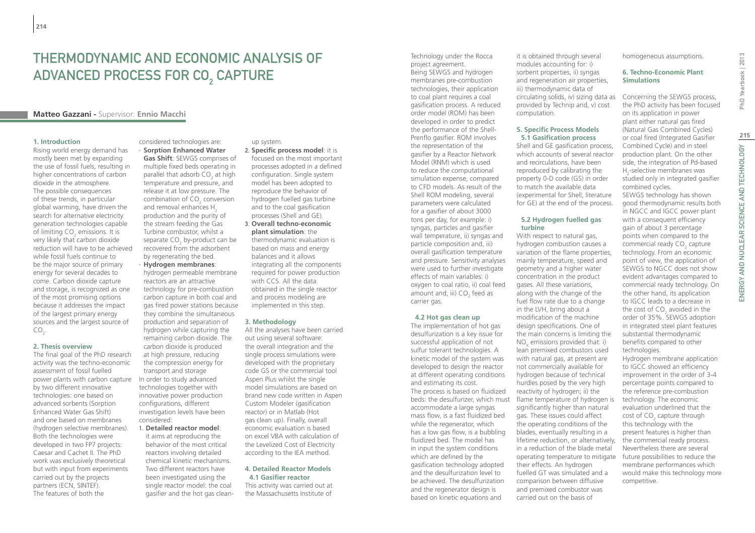# THERMODYNAMIC AND ECONOMIC ANALYSIS OF ADVANCED PROCESS FOR $CO_2$ CAPTURE

**Matteo Gazzani** - Supervisor: **Ennio Macchi**

## 1. Introduction

Rising world energy demand has mostly been met by expanding the use of fossil fuels, resulting in higher concentrations of carbon dioxide in the atmosphere. The possible consequences of these trends, in particular global warming, have driven the search for alternative electricity generation technologies capable of limiting $CO_2$ emissions. It is very likely that carbon dioxide reduction will have to be achieved while fossil fuels continue to be the major source of primary energy for several decades to come. Carbon dioxide capture and storage, is recognized as one of the most promising options because it addresses the impact of the largest primary energy sources and the largest source of $CO_2$.

## 2. Thesis overview

The final goal of the PhD research activity was the techno-economic assessment of fossil fuelled power plants with carbon capture by two different innovative technologies: one based on advanced sorbents (Sorption Enhanced Water Gas Shift) and one based on membranes (hydrogen selective membranes). Both the technologies were developed in two FP7 projects: Caesar and Cachet II. The PhD work was exclusively theoretical but with input from experiments carried out by the projects partners (ECN, SINTEF).
The features of both the considered technologies are:

- **Sorption Enhanced Water Gas Shift**: SEWGS comprises of multiple fixed beds operating in parallel that adsorb $CO_2$ at high temperature and pressure, and release it at low pressure. The combination of $CO_2$ conversion and removal enhances $H_2$ production and the purity of the stream feeding the Gas Turbine combustor, whilst a separate $CO_2$ by-product can be recovered from the adsorbent by regenerating the bed.
- **Hydrogen membranes**: hydrogen permeable membrane reactors are an attractive technology for pre-combustion carbon capture in both coal and gas fired power stations because they combine the simultaneous production and separation of hydrogen while capturing the remaining carbon dioxide. The carbon dioxide is produced at high pressure, reducing the compression energy for transport and storage

In order to study advanced technologies together with innovative power production configurations, different investigation levels have been considered:

1. **Detailed reactor model**: it aims at reproducing the behavior of the most critical reactors involving detailed chemical kinetic mechanisms. Two different reactors have been investigated using the single reactor model: the coal gasifier and the hot gas clean-up system.
2. **Specific process model**: it is focused on the most important processes adopted in a defined configuration. Single system model has been adopted to reproduce the behavior of hydrogen fuelled gas turbine and to the coal gasification processes (Shell and GE).
3. **Overall techno-economic plant simulation**: the thermodynamic evaluation is based on mass and energy balances and it allows integrating all the components required for power production with CCS. All the data obtained in the single reactor and process modeling are implemented in this step.

## 3. Methodology

All the analyses have been carried out using several software: the overall integration and the single process simulations were developed with the proprietary code GS or the commercial tool Aspen Plus whilst the single model simulations are based on brand new code written in Aspen Custom Modeler (gasification reactor) or in Matlab (Hot gas clean up). Finally, overall economic evaluation is based on excel VBA with calculation of the Levelized Cost of Electricity according to the IEA method.

## 4. Detailed Reactor Models

### 4.1 Gasifier reactor

This activity was carried out at the Massachusetts Institute of Technology under the Rocca project agreement.
Being SEWGS and hydrogen membranes pre-combustion technologies, their application to coal plant requires a coal gasification process. A reduced order model (ROM) has been developed in order to predict the performance of the Shell-Prenflo gasifier. ROM involves the representation of the gasifier by a Reactor Network Model (RNM) which is used to reduce the computational simulation expense, compared to CFD models. As result of the Shell ROM modeling, several parameters were calculated for a gasifier of about 3000 tons per day, for example: i) syngas, particles and gasifier wall temperature, ii) syngas and particle composition and, iii) overall gasification temperature and pressure. Sensitivity analyses were used to further investigate effects of main variables: i) oxygen to coal ratio, ii) coal feed amount and, iii) $CO_2$ feed as carrier gas.

### 4.2 Hot gas clean up

The implementation of hot gas desulfurization is a key issue for successful application of not sulfur tolerant technologies. A kinetic model of the system was developed to design the reactor at different operating conditions and estimating its cost.
The process is based on fluidized beds: the desulfurizer, which must accommodate a large syngas mass flow, is a fast fluidized bed while the regenerator, which has a low gas flow, is a bubbling fluidized bed. The model has in input the system conditions which are defined by the gasification technology adopted and the desulfurization level to be achieved. The desulfurization and the regenerator design is based on kinetic equations and it is obtained through several modules accounting for: i) sorbent properties, ii) syngas and regeneration air properties, iii) thermodynamic data of circulating solids, iv) sizing data as provided by Technip and, v) cost computation.

## 5. Specific Process Models

### 5.1 Gasification process

Shell and GE gasification process, which accounts of several reactor and recirculations, have been reproduced by calibrating the property 0-D code (GS) in order to match the available data (experimental for Shell, literature for GE) at the end of the process.

### 5.2 Hydrogen fuelled gas turbine

With respect to natural gas, hydrogen combustion causes a variation of the flame properties, mainly temperature, speed and geometry and a higher water concentration in the product gases. All these variations, along with the change of the fuel flow rate due to a change in the LVH, bring about a modification of the machine design specifications. One of the main concerns is limiting the $NO_x$ emissions provided that: i) lean premixed combustors used with natural gas, at present are not commercially available for hydrogen because of technical hurdles posed by the very high reactivity of hydrogen; ii) the flame temperature of hydrogen is significantly higher than natural gas. These issues could affect the operating conditions of the blades, eventually resulting in a lifetime reduction, or alternatively, in a reduction of the blade metal operating temperature to mitigate their effects. An hydrogen fuelled GT was simulated and a comparison between diffusive and premixed combustor was carried out on the basis of homogeneous assumptions.

## 6. Techno-Economic Plant Simulations

Concerning the SEWGS process, the PhD activity has been focused on its application in power plant either natural gas fired (Natural Gas Combined Cycles) or coal fired (Integrated Gasifier Combined Cycle) and in steel production plant. On the other side, the integration of Pd-based $H_2$-selective membranes was studied only in integrated gasifier combined cycles.
SEWGS technology has shown good thermodynamic results both in NGCC and IGCC power plant with a consequent efficiency gain of about 3 percentage points when compared to the commercial ready $CO_2$ capture technology. From an economic point of view, the application of SEWGS to NGCC does not show evident advantages compared to commercial ready technology. On the other hand, its application to IGCC leads to a decrease in the cost of $CO_2$ avoided in the order of 35%. SEWGS adoption in integrated steel plant features substantial thermodynamic benefits compared to other technologies.
Hydrogen membrane application to IGCC showed an efficiency improvement in the order of 3-4 percentage points compared to the reference pre-combustion technology. The economic evaluation underlined that the cost of $CO_2$ capture through this technology with the present features is higher than the commercial ready process. Nevertheless there are several future possibilities to reduce the membrane performances which would make this technology more competitive.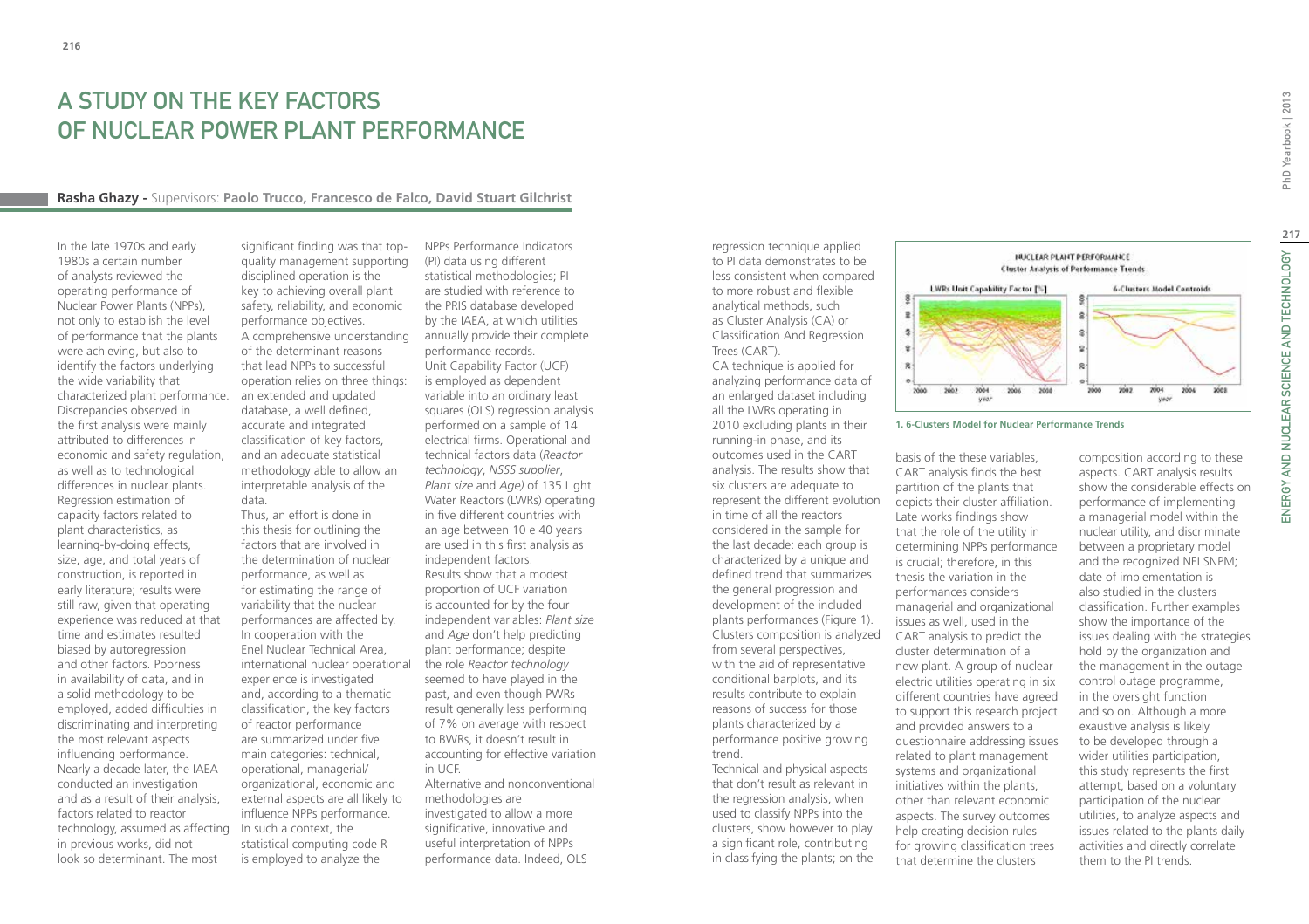# A Study on the Key Factors of Nuclear Power Plant Performance

**Rasha Ghazy** - Supervisors: **Paolo Trucco, Francesco de Falco, David Stuart Gilchrist**

In the late 1970s and early 1980s a certain number of analysts reviewed the operating performance of Nuclear Power Plants (NPPs), not only to establish the level of performance that the plants were achieving, but also to identify the factors underlying the wide variability that characterized plant performance. Discrepancies observed in the first analysis were mainly attributed to differences in economic and safety regulation, as well as to technological differences in nuclear plants. Regression estimation of capacity factors related to plant characteristics, as learning-by-doing effects, size, age, and total years of construction, is reported in early literature; results were still raw, given that operating experience was reduced at that time and estimates resulted biased by autoregression and other factors. Poorness in availability of data, and in a solid methodology to be employed, added difficulties in discriminating and interpreting the most relevant aspects influencing performance. Nearly a decade later, the IAEA conducted an investigation and as a result of their analysis, factors related to reactor technology, assumed as affecting in previous works, did not look so determinant. The most significant finding was that top-quality management supporting disciplined operation is the key to achieving overall plant safety, reliability, and economic performance objectives.

A comprehensive understanding of the determinant reasons that lead NPPs to successful operation relies on three things: an extended and updated database, a well defined, accurate and integrated classification of key factors, and an adequate statistical methodology able to allow an interpretable analysis of the data.

Thus, an effort is done in this thesis for outlining the factors that are involved in the determination of nuclear performance, as well as for estimating the range of variability that the nuclear performances are affected by. In cooperation with the Enel Nuclear Technical Area, international nuclear operational experience is investigated and, according to a thematic classification, the key factors of reactor performance are summarized under five main categories: technical, operational, managerial/organizational, economic and external aspects are all likely to influence NPPs performance. In such a context, the statistical computing code R is employed to analyze the NPPs Performance Indicators (PI) data using different statistical methodologies; PI are studied with reference to the PRIS database developed by the IAEA, at which utilities annually provide their complete performance records.

Unit Capability Factor (UCF) is employed as dependent variable into an ordinary least squares (OLS) regression analysis performed on a sample of 14 electrical firms. Operational and technical factors data (*Reactor technology*, *NSSS supplier*, *Plant size* and *Age*) of 135 Light Water Reactors (LWRs) operating in five different countries with an age between 10 e 40 years are used in this first analysis as independent factors.

Results show that a modest proportion of UCF variation is accounted for by the four independent variables: *Plant size* and *Age* don't help predicting plant performance; despite the role *Reactor technology* seemed to have played in the past, and even though PWRs result generally less performing of 7% on average with respect to BWRs, it doesn't result in accounting for effective variation in UCF.

Alternative and nonconventional methodologies are investigated to allow a more significative, innovative and useful interpretation of NPPs performance data. Indeed, OLS regression technique applied to PI data demonstrates to be less consistent when compared to more robust and flexible analytical methods, such as Cluster Analysis (CA) or Classification And Regression Trees (CART).

CA technique is applied for analyzing performance data of an enlarged dataset including all the LWRs operating in 2010 excluding plants in their running-in phase, and its outcomes used in the CART analysis. The results show that six clusters are adequate to represent the different evolution in time of all the reactors considered in the sample for the last decade: each group is characterized by a unique and defined trend that summarizes the general progression and development of the included plants performances (Figure 1). Clusters composition is analyzed from several perspectives, with the aid of representative conditional barplots, and its results contribute to explain reasons of success for those plants characterized by a performance positive growing trend.

Technical and physical aspects that don't result as relevant in the regression analysis, when used to classify NPPs into the clusters, show however to play a significant role, contributing in classifying the plants; on the basis of the these variables, CART analysis finds the best partition of the plants that depicts their cluster affiliation. Late works findings show that the role of the utility in determining NPPs performance is crucial; therefore, in this thesis the variation in the performances considers managerial and organizational issues as well, used in the CART analysis to predict the cluster determination of a new plant. A group of nuclear electric utilities operating in six different countries have agreed to support this research project and provided answers to a questionnaire addressing issues related to plant management systems and organizational initiatives within the plants, other than relevant economic aspects. The survey outcomes help creating decision rules for growing classification trees that determine the clusters composition according to these aspects. CART analysis results show the considerable effects on performance of implementing a managerial model within the nuclear utility, and discriminate between a proprietary model and the recognized NEI SNPM; date of implementation is also studied in the clusters classification. Further examples show the importance of the issues dealing with the strategies hold by the organization and the management in the outage control outage programme, in the oversight function and so on. Although a more exaustive analysis is likely to be developed through a wider utilities participation, this study represents the first attempt, based on a voluntary participation of the nuclear utilities, to analyze aspects and issues related to the plants daily activities and directly correlate them to the PI trends.

**1. 6-Clusters Model for Nuclear Performance Trends**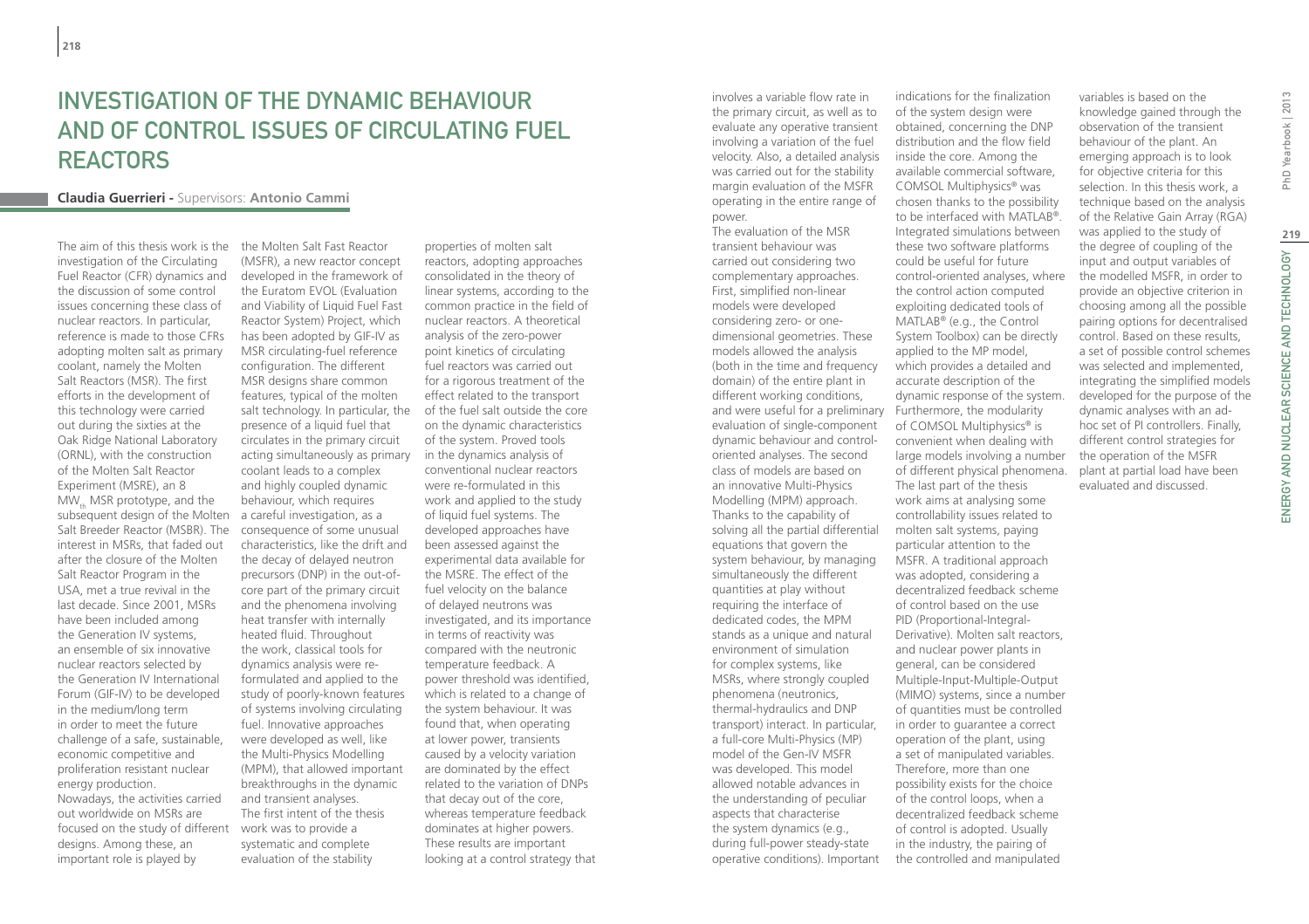# Investigation of the Dynamic Behaviour and of Control Issues of Circulating Fuel Reactors

**Claudia Guerrieri** - Supervisors: **Antonio Cammi**

The aim of this thesis work is the investigation of the Circulating Fuel Reactor (CFR) dynamics and the discussion of some control issues concerning these class of nuclear reactors. In particular, reference is made to those CFRs adopting molten salt as primary coolant, namely the Molten Salt Reactors (MSR). The first efforts in the development of this technology were carried out during the sixties at the Oak Ridge National Laboratory (ORNL), with the construction of the Molten Salt Reactor Experiment (MSRE), an 8 $MW_{th}$ MSR prototype, and the subsequent design of the Molten Salt Breeder Reactor (MSBR). The interest in MSRs, that faded out after the closure of the Molten Salt Reactor Program in the USA, met a true revival in the last decade. Since 2001, MSRs have been included among the Generation IV systems, an ensemble of six innovative nuclear reactors selected by the Generation IV International Forum (GIF-IV) to be developed in the medium/long term in order to meet the future challenge of a safe, sustainable, economic competitive and proliferation resistant nuclear energy production.

Nowadays, the activities carried out worldwide on MSRs are focused on the study of different designs. Among these, an important role is played by the Molten Salt Fast Reactor (MSFR), a new reactor concept developed in the framework of the Euratom EVOL (Evaluation and Viability of Liquid Fuel Fast Reactor System) Project, which has been adopted by GIF-IV as MSR circulating-fuel reference configuration. The different MSR designs share common features, typical of the molten salt technology. In particular, the presence of a liquid fuel that circulates in the primary circuit acting simultaneously as primary coolant leads to a complex and highly coupled dynamic behaviour, which requires a careful investigation, as a consequence of some unusual characteristics, like the drift and the decay of delayed neutron precursors (DNP) in the out-of-core part of the primary circuit and the phenomena involving heat transfer with internally heated fluid. Throughout the work, classical tools for dynamics analysis were re-formulated and applied to the study of poorly-known features of systems involving circulating fuel. Innovative approaches were developed as well, like the Multi-Physics Modelling (MPM), that allowed important breakthroughs in the dynamic and transient analyses.

The first intent of the thesis work was to provide a systematic and complete evaluation of the stability properties of molten salt reactors, adopting approaches consolidated in the theory of linear systems, according to the common practice in the field of nuclear reactors. A theoretical analysis of the zero-power point kinetics of circulating fuel reactors was carried out for a rigorous treatment of the effect related to the transport of the fuel salt outside the core on the dynamic characteristics of the system. Proved tools in the dynamics analysis of conventional nuclear reactors were re-formulated in this work and applied to the study of liquid fuel systems. The developed approaches have been assessed against the experimental data available for the MSRE. The effect of the fuel velocity on the balance of delayed neutrons was investigated, and its importance in terms of reactivity was compared with the neutronic temperature feedback. A power threshold was identified, which is related to a change of the system behaviour. It was found that, when operating at lower power, transients caused by a velocity variation are dominated by the effect related to the variation of DNPs that decay out of the core, whereas temperature feedback dominates at higher powers. These results are important looking at a control strategy that involves a variable flow rate in the primary circuit, as well as to evaluate any operative transient involving a variation of the fuel velocity. Also, a detailed analysis was carried out for the stability margin evaluation of the MSFR operating in the entire range of power.

The evaluation of the MSR transient behaviour was carried out considering two complementary approaches. First, simplified non-linear models were developed considering zero- or one-dimensional geometries. These models allowed the analysis (both in the time and frequency domain) of the entire plant in different working conditions, and were useful for a preliminary evaluation of single-component dynamic behaviour and control-oriented analyses. The second class of models are based on an innovative Multi-Physics Modelling (MPM) approach. Thanks to the capability of solving all the partial differential equations that govern the system behaviour, by managing simultaneously the different quantities at play without requiring the interface of dedicated codes, the MPM stands as a unique and natural environment of simulation for complex systems, like MSRs, where strongly coupled phenomena (neutronics, thermal-hydraulics and DNP transport) interact. In particular, a full-core Multi-Physics (MP) model of the Gen-IV MSFR was developed. This model allowed notable advances in the understanding of peculiar aspects that characterise the system dynamics (e.g., during full-power steady-state operative conditions). Important indications for the finalization of the system design were obtained, concerning the DNP distribution and the flow field inside the core. Among the available commercial software, COMSOL Multiphysics® was chosen thanks to the possibility to be interfaced with MATLAB®. Integrated simulations between these two software platforms could be useful for future control-oriented analyses, where the control action computed exploiting dedicated tools of MATLAB® (e.g., the Control System Toolbox) can be directly applied to the MP model, which provides a detailed and accurate description of the dynamic response of the system. Furthermore, the modularity of COMSOL Multiphysics® is convenient when dealing with large models involving a number of different physical phenomena.

The last part of the thesis work aims at analysing some controllability issues related to molten salt systems, paying particular attention to the MSFR. A traditional approach was adopted, considering a decentralized feedback scheme of control based on the use PID (Proportional-Integral-Derivative). Molten salt reactors, and nuclear power plants in general, can be considered Multiple-Input-Multiple-Output (MIMO) systems, since a number of quantities must be controlled in order to guarantee a correct operation of the plant, using a set of manipulated variables. Therefore, more than one possibility exists for the choice of the control loops, when a decentralized feedback scheme of control is adopted. Usually in the industry, the pairing of the controlled and manipulated variables is based on the knowledge gained through the observation of the transient behaviour of the plant. An emerging approach is to look for objective criteria for this selection. In this thesis work, a technique based on the analysis of the Relative Gain Array (RGA) was applied to the study of the degree of coupling of the input and output variables of the modelled MSFR, in order to provide an objective criterion in choosing among all the possible pairing options for decentralised control. Based on these results, a set of possible control schemes was selected and implemented, integrating the simplified models developed for the purpose of the dynamic analyses with an ad-hoc set of PI controllers. Finally, different control strategies for the operation of the MSFR plant at partial load have been evaluated and discussed.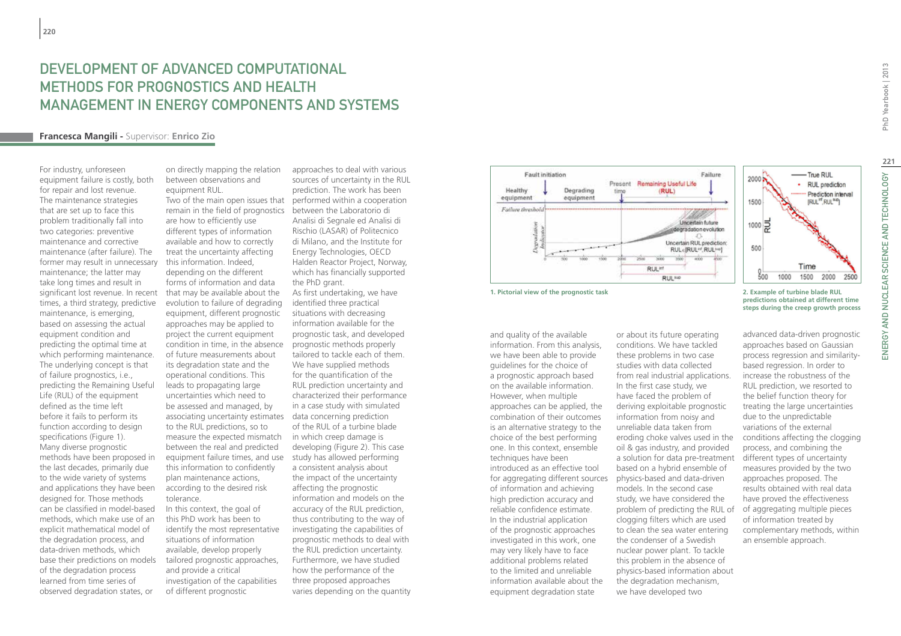# DEVELOPMENT OF ADVANCED COMPUTATIONAL METHODS FOR PROGNOSTICS AND HEALTH MANAGEMENT IN ENERGY COMPONENTS AND SYSTEMS

**Francesca Mangili** - Supervisor: **Enrico Zio**

For industry, unforeseen equipment failure is costly, both for repair and lost revenue. The maintenance strategies that are set up to face this problem traditionally fall into two categories: preventive maintenance and corrective maintenance (after failure). The former may result in unnecessary maintenance; the latter may take long times and result in significant lost revenue. In recent times, a third strategy, predictive maintenance, is emerging, based on assessing the actual equipment condition and predicting the optimal time at which performing maintenance. The underlying concept is that of failure prognostics, i.e., predicting the Remaining Useful Life (RUL) of the equipment defined as the time left before it fails to perform its function according to design specifications (Figure 1). Many diverse prognostic methods have been proposed in the last decades, primarily due to the wide variety of systems and applications they have been designed for. Those methods can be classified in model-based methods, which make use of an explicit mathematical model of the degradation process, and data-driven methods, which base their predictions on models of the degradation process learned from time series of observed degradation states, or on directly mapping the relation between observations and equipment RUL.

Two of the main open issues that remain in the field of prognostics are how to efficiently use different types of information available and how to correctly treat the uncertainty affecting this information. Indeed, depending on the different forms of information and data that may be available about the evolution to failure of degrading equipment, different prognostic approaches may be applied to project the current equipment condition in time, in the absence of future measurements about its degradation state and the operational conditions. This leads to propagating large uncertainties which need to be assessed and managed, by associating uncertainty estimates to the RUL predictions, so to measure the expected mismatch between the real and predicted equipment failure times, and use this information to confidently plan maintenance actions, according to the desired risk tolerance.

In this context, the goal of this PhD work has been to identify the most representative situations of information available, develop properly tailored prognostic approaches, and provide a critical investigation of the capabilities of different prognostic approaches to deal with various sources of uncertainty in the RUL prediction. The work has been performed within a cooperation between the Laboratorio di Analisi di Segnale ed Analisi di Rischio (LASAR) of Politecnico di Milano, and the Institute for Energy Technologies, OECD Halden Reactor Project, Norway, which has financially supported the PhD grant.

As first undertaking, we have identified three practical situations with decreasing information available for the prognostic task, and developed prognostic methods properly tailored to tackle each of them. We have supplied methods for the quantification of the RUL prediction uncertainty and characterized their performance in a case study with simulated data concerning prediction of the RUL of a turbine blade in which creep damage is developing (Figure 2). This case study has allowed performing a consistent analysis about the impact of the uncertainty affecting the prognostic information and models on the accuracy of the RUL prediction, thus contributing to the way of investigating the capabilities of prognostic methods to deal with the RUL prediction uncertainty. Furthermore, we have studied how the performance of the three proposed approaches varies depending on the quantity and quality of the available information. From this analysis, we have been able to provide guidelines for the choice of a prognostic approach based on the available information. However, when multiple approaches can be applied, the combination of their outcomes is an alternative strategy to the choice of the best performing one. In this context, ensemble techniques have been introduced as an effective tool for aggregating different sources of information and achieving high prediction accuracy and reliable confidence estimate. In the industrial application of the prognostic approaches investigated in this work, one may very likely have to face additional problems related to the limited and unreliable information available about the equipment degradation state or about its future operating conditions. We have tackled these problems in two case studies with data collected from real industrial applications. In the first case study, we have faced the problem of deriving exploitable prognostic information from noisy and unreliable data taken from eroding choke valves used in the oil & gas industry, and provided a solution for data pre-treatment based on a hybrid ensemble of physics-based and data-driven models. In the second case study, we have considered the problem of predicting the RUL of clogging filters which are used to clean the sea water entering the condenser of a Swedish nuclear power plant. To tackle this problem in the absence of physics-based information about the degradation mechanism, we have developed two advanced data-driven prognostic approaches based on Gaussian process regression and similarity-based regression. In order to increase the robustness of the RUL prediction, we resorted to the belief function theory for treating the large uncertainties due to the unpredictable variations of the external conditions affecting the clogging process, and combining the different types of uncertainty measures provided by the two approaches proposed. The results obtained with real data have proved the effectiveness of aggregating multiple pieces of information treated by complementary methods, within an ensemble approach.

1. Pictorial view of the prognostic task

2. Example of turbine blade RUL predictions obtained at different time steps during the creep growth process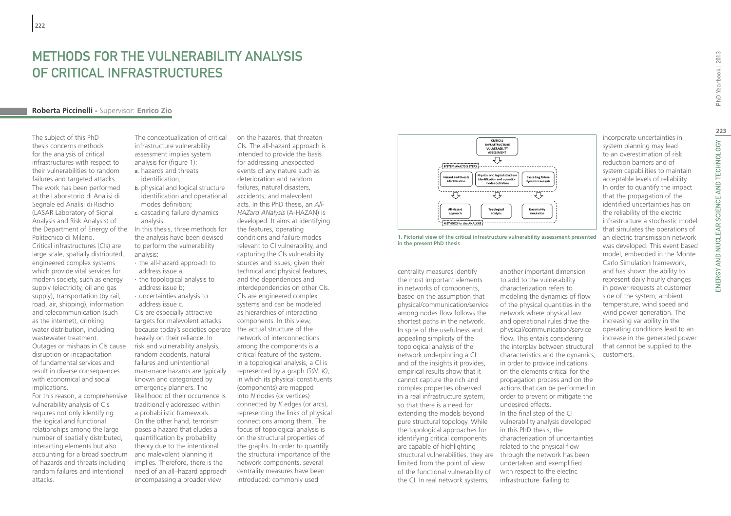# Methods for the Vulnerability Analysis of Critical Infrastructures

**Roberta Piccinelli** - Supervisor: **Enrico Zio**

The subject of this PhD thesis concerns methods for the analysis of critical infrastructures with respect to their vulnerabilities to random failures and targeted attacks. The work has been performed at the Laboratorio di Analisi di Segnale ed Analisi di Rischio (LASAR Laboratory of Signal Analysis and Risk Analysis) of the Department of Energy of the Politecnico di Milano.

Critical infrastructures (CIs) are large scale, spatially distributed, engineered complex systems which provide vital services for modern society, such as energy supply (electricity, oil and gas supply), transportation (by rail, road, air, shipping), information and telecommunication (such as the internet), drinking water distribution, including wastewater treatment.

Outages or mishaps in CIs cause disruption or incapacitation of fundamental services and result in diverse consequences with economical and social implications.

For this reason, a comprehensive vulnerability analysis of CIs requires not only identifying the logical and functional relationships among the large number of spatially distributed, interacting elements but also accounting for a broad spectrum of hazards and threats including random failures and intentional attacks.

The conceptualization of critical infrastructure vulnerability assessment implies system analysis for (figure 1):

a. hazards and threats identification;
b. physical and logical structure identification and operational modes definition;
c. cascading failure dynamics analysis.

In this thesis, three methods for the analysis have been devised to perform the vulnerability analysis:

- the all-hazard approach to address issue a;
- the topological analysis to address issue b;
- uncertainties analysis to address issue c.

CIs are especially attractive targets for malevolent attacks because today's societies operate heavily on their reliance. In risk and vulnerability analysis, random accidents, natural failures and unintentional man-made hazards are typically known and categorized by emergency planners. The likelihood of their occurrence is traditionally addressed within a probabilistic framework.

On the other hand, terrorism poses a hazard that eludes a quantification by probability theory due to the intentional and malevolent planning it implies. Therefore, there is the need of an all–hazard approach encompassing a broader view on the hazards, that threaten CIs. The all-hazard approach is intended to provide the basis for addressing unexpected events of any nature such as deterioration and random failures, natural disasters, accidents, and malevolent acts. In this PhD thesis, an *All-HAZard ANalysis* (A-HAZAN) is developed. It aims at identifying the features, operating conditions and failure modes relevant to CI vulnerability, and capturing the CIs vulnerability sources and issues, given their technical and physical features, and the dependencies and interdependencies on other CIs.

CIs are engineered complex systems and can be modeled as hierarchies of interacting components. In this view, the actual structure of the network of interconnections among the components is a critical feature of the system.

In a topological analysis, a CI is represented by a graph *G(N, K)*, in which its physical constituents (components) are mapped into *N* nodes (or vertices) connected by *K* edges (or arcs), representing the links of physical connections among them. The focus of topological analysis is on the structural properties of the graphs. In order to quantify the structural importance of the network components, several centrality measures have been introduced: commonly used centrality measures identify the most important elements in networks of components, based on the assumption that physical/communication/service among nodes flow follows the shortest paths in the network.

In spite of the usefulness and appealing simplicity of the topological analysis of the network underpinning a CI and of the insights it provides, empirical results show that it cannot capture the rich and complex properties observed in a real infrastructure system, so that there is a need for extending the models beyond pure structural topology. While the topological approaches for identifying critical components are capable of highlighting structural vulnerabilities, they are limited from the point of view of the functional vulnerability of the CI. In real network systems, another important dimension to add to the vulnerability characterization refers to modeling the dynamics of flow of the physical quantities in the network where physical law and operational rules drive the physical/communication/service flow. This entails considering the interplay between structural characteristics and the dynamics, in order to provide indications on the elements critical for the propagation process and on the actions that can be performed in order to prevent or mitigate the undesired effects.

In the final step of the CI vulnerability analysis developed in this PhD thesis, the characterization of uncertainties related to the physical flow through the network has been undertaken and exemplified with respect to the electric infrastructure. Failing to incorporate uncertainties in system planning may lead to an overestimation of risk reduction barriers and of system capabilities to maintain acceptable levels of reliability. In order to quantify the impact that the propagation of the identified uncertainties has on the reliability of the electric infrastructure a stochastic model that simulates the operations of an electric transmission network was developed. This event based model, embedded in the Monte Carlo Simulation framework, and has shown the ability to represent daily hourly changes in power requests at customer side of the system, ambient temperature, wind speed and wind power generation. The increasing variability in the operating conditions lead to an increase in the generated power that cannot be supplied to the customers.

**1. Pictorial view of the critical infrastructure vulnerability assessment presented in the present PhD thesis**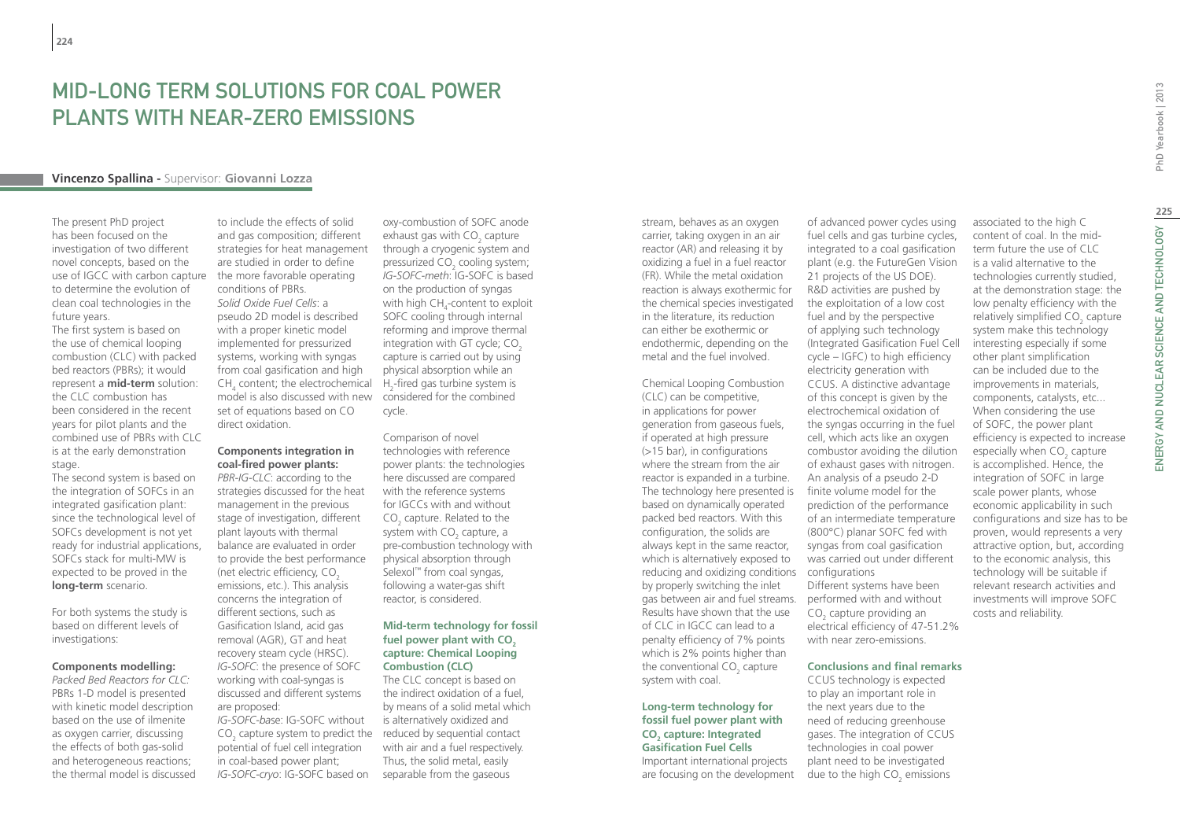# Mid-long Term Solutions for Coal Power Plants with Near-Zero Emissions

**Vincenzo Spallina** - Supervisor: **Giovanni Lozza**

The present PhD project has been focused on the investigation of two different novel concepts, based on the use of IGCC with carbon capture to determine the evolution of clean coal technologies in the future years.

The first system is based on the use of chemical looping combustion (CLC) with packed bed reactors (PBRs); it would represent a **mid-term** solution: the CLC combustion has been considered in the recent years for pilot plants and the combined use of PBRs with CLC is at the early demonstration stage.

The second system is based on the integration of SOFCs in an integrated gasification plant: since the technological level of SOFCs development is not yet ready for industrial applications, SOFCs stack for multi-MW is expected to be proved in the **long-term** scenario.

For both systems the study is based on different levels of investigations:

**Components modelling:**

*Packed Bed Reactors for CLC:* PBRs 1-D model is presented with kinetic model description based on the use of ilmenite as oxygen carrier, discussing the effects of both gas-solid and heterogeneous reactions; the thermal model is discussed to include the effects of solid and gas composition; different strategies for heat management are studied in order to define the more favorable operating conditions of PBRs.

*Solid Oxide Fuel Cells*: a pseudo 2D model is described with a proper kinetic model implemented for pressurized systems, working with syngas from coal gasification and high $CH_4$ content; the electrochemical model is also discussed with new set of equations based on CO direct oxidation.

**Components integration in coal-fired power plants:**

*PBR-IG-CLC*: according to the strategies discussed for the heat management in the previous stage of investigation, different plant layouts with thermal balance are evaluated in order to provide the best performance (net electric efficiency, $CO_2$ emissions, etc.). This analysis concerns the integration of different sections, such as Gasification Island, acid gas removal (AGR), GT and heat recovery steam cycle (HRSC).

*IG-SOFC*: the presence of SOFC working with coal-syngas is discussed and different systems are proposed:

*IG-SOFC-base*: IG-SOFC without $CO_2$ capture system to predict the potential of fuel cell integration in coal-based power plant;

*IG-SOFC-cryo*: IG-SOFC based on oxy-combustion of SOFC anode exhaust gas with $CO_2$ capture through a cryogenic system and pressurized $CO_2$ cooling system;

*IG-SOFC-meth*: IG-SOFC is based on the production of syngas with high $CH_4$-content to exploit SOFC cooling through internal reforming and improve thermal integration with GT cycle; $CO_2$ capture is carried out by using physical absorption while an $H_2$-fired gas turbine system is considered for the combined cycle.

Comparison of novel technologies with reference power plants: the technologies here discussed are compared with the reference systems for IGCCs with and without $CO_2$ capture. Related to the system with $CO_2$ capture, a pre-combustion technology with physical absorption through Selexol™ from coal syngas, following a water-gas shift reactor, is considered.

### Mid-term technology for fossil fuel power plant with $CO_2$ capture: Chemical Looping Combustion (CLC)

The CLC concept is based on the indirect oxidation of a fuel, by means of a solid metal which is alternatively oxidized and reduced by sequential contact with air and a fuel respectively. Thus, the solid metal, easily separable from the gaseous stream, behaves as an oxygen carrier, taking oxygen in an air reactor (AR) and releasing it by oxidizing a fuel in a fuel reactor (FR). While the metal oxidation reaction is always exothermic for the chemical species investigated in the literature, its reduction can either be exothermic or endothermic, depending on the metal and the fuel involved.

Chemical Looping Combustion (CLC) can be competitive, in applications for power generation from gaseous fuels, if operated at high pressure (>15 bar), in configurations where the stream from the air reactor is expanded in a turbine. The technology here presented is based on dynamically operated packed bed reactors. With this configuration, the solids are always kept in the same reactor, which is alternatively exposed to reducing and oxidizing conditions by properly switching the inlet gas between air and fuel streams. Results have shown that the use of CLC in IGCC can lead to a penalty efficiency of 7% points which is 2% points higher than the conventional $CO_2$ capture system with coal.

### Long-term technology for fossil fuel power plant with $CO_2$ capture: Integrated Gasification Fuel Cells

Important international projects are focusing on the development of advanced power cycles using fuel cells and gas turbine cycles, integrated to a coal gasification plant (e.g. the FutureGen Vision 21 projects of the US DOE). R&D activities are pushed by the exploitation of a low cost fuel and by the perspective of applying such technology (Integrated Gasification Fuel Cell cycle – IGFC) to high efficiency electricity generation with CCUS. A distinctive advantage of this concept is given by the electrochemical oxidation of the syngas occurring in the fuel cell, which acts like an oxygen combustor avoiding the dilution of exhaust gases with nitrogen. An analysis of a pseudo 2-D finite volume model for the prediction of the performance of an intermediate temperature (800°C) planar SOFC fed with syngas from coal gasification was carried out under different configurations

Different systems have been performed with and without $CO_2$ capture providing an electrical efficiency of 47-51.2% with near zero-emissions.

### Conclusions and final remarks

CCUS technology is expected to play an important role in the next years due to the need of reducing greenhouse gases. The integration of CCUS technologies in coal power plant need to be investigated due to the high $CO_2$ emissions associated to the high C content of coal. In the mid-term future the use of CLC is a valid alternative to the technologies currently studied, at the demonstration stage: the low penalty efficiency with the relatively simplified $CO_2$ capture system make this technology interesting especially if some other plant simplification can be included due to the improvements in materials, components, catalysts, etc... When considering the use of SOFC, the power plant efficiency is expected to increase especially when $CO_2$ capture is accomplished. Hence, the integration of SOFC in large scale power plants, whose economic applicability in such configurations and size has to be proven, would represents a very attractive option, but, according to the economic analysis, this technology will be suitable if relevant research activities and investments will improve SOFC costs and reliability.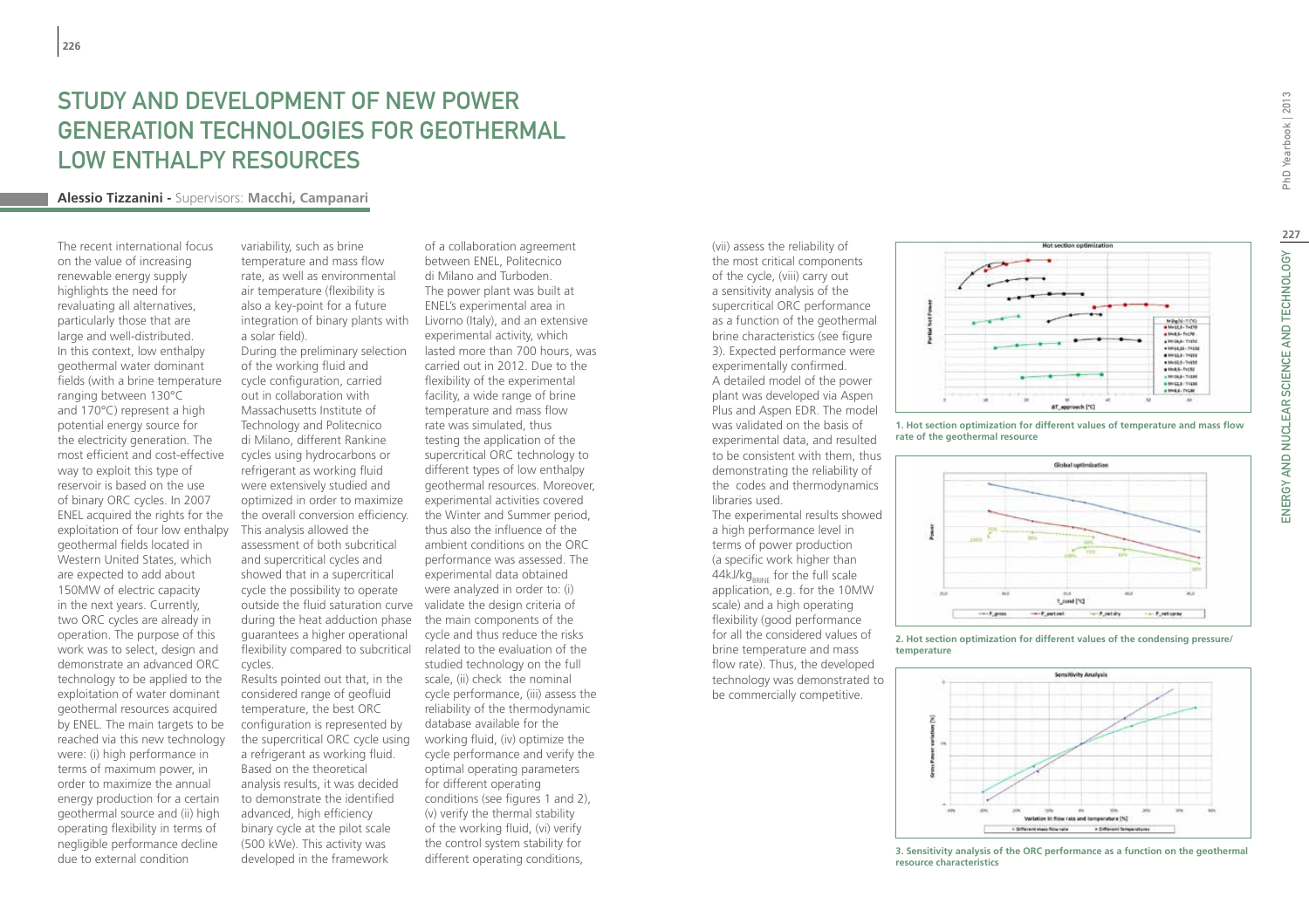# STUDY AND DEVELOPMENT OF NEW POWER GENERATION TECHNOLOGIES FOR GEOTHERMAL LOW ENTHALPY RESOURCES

**Alessio Tizzanini -** Supervisors: **Macchi, Campanari**

The recent international focus on the value of increasing renewable energy supply highlights the need for revaluating all alternatives, particularly those that are large and well-distributed. In this context, low enthalpy geothermal water dominant fields (with a brine temperature ranging between 130°C and 170°C) represent a high potential energy source for the electricity generation. The most efficient and cost-effective way to exploit this type of reservoir is based on the use of binary ORC cycles. In 2007 ENEL acquired the rights for the exploitation of four low enthalpy geothermal fields located in Western United States, which are expected to add about 150MW of electric capacity in the next years. Currently, two ORC cycles are already in operation. The purpose of this work was to select, design and demonstrate an advanced ORC technology to be applied to the exploitation of water dominant geothermal resources acquired by ENEL. The main targets to be reached via this new technology were: (i) high performance in terms of maximum power, in order to maximize the annual energy production for a certain geothermal source and (ii) high operating flexibility in terms of negligible performance decline due to external condition variability, such as brine temperature and mass flow rate, as well as environmental air temperature (flexibility is also a key-point for a future integration of binary plants with a solar field).

During the preliminary selection of the working fluid and cycle configuration, carried out in collaboration with Massachusetts Institute of Technology and Politecnico di Milano, different Rankine cycles using hydrocarbons or refrigerant as working fluid were extensively studied and optimized in order to maximize the overall conversion efficiency. This analysis allowed the assessment of both subcritical and supercritical cycles and showed that in a supercritical cycle the possibility to operate outside the fluid saturation curve during the heat adduction phase guarantees a higher operational flexibility compared to subcritical cycles.

Results pointed out that, in the considered range of geofluid temperature, the best ORC configuration is represented by the supercritical ORC cycle using a refrigerant as working fluid. Based on the theoretical analysis results, it was decided to demonstrate the identified advanced, high efficiency binary cycle at the pilot scale (500 kWe). This activity was developed in the framework of a collaboration agreement between ENEL, Politecnico di Milano and Turboden. The power plant was built at ENEL's experimental area in Livorno (Italy), and an extensive experimental activity, which lasted more than 700 hours, was carried out in 2012. Due to the flexibility of the experimental facility, a wide range of brine temperature and mass flow rate was simulated, thus testing the application of the supercritical ORC technology to different types of low enthalpy geothermal resources. Moreover, experimental activities covered the Winter and Summer period, thus also the influence of the ambient conditions on the ORC performance was assessed. The experimental data obtained were analyzed in order to: (i) validate the design criteria of the main components of the cycle and thus reduce the risks related to the evaluation of the studied technology on the full scale, (ii) check the nominal cycle performance, (iii) assess the reliability of the thermodynamic database available for the working fluid, (iv) optimize the cycle performance and verify the optimal operating parameters for different operating conditions (see figures 1 and 2), (v) verify the thermal stability of the working fluid, (vi) verify the control system stability for different operating conditions, (vii) assess the reliability of the most critical components of the cycle, (viii) carry out a sensitivity analysis of the supercritical ORC performance as a function of the geothermal brine characteristics (see figure 3). Expected performance were experimentally confirmed.

A detailed model of the power plant was developed via Aspen Plus and Aspen EDR. The model was validated on the basis of experimental data, and resulted to be consistent with them, thus demonstrating the reliability of the codes and thermodynamics libraries used.

The experimental results showed a high performance level in terms of power production (a specific work higher than 44kJ/$kg_{BRINE}$ for the full scale application, e.g. for the 10MW scale) and a high operating flexibility (good performance for all the considered values of brine temperature and mass flow rate). Thus, the developed technology was demonstrated to be commercially competitive.

**1. Hot section optimization for different values of temperature and mass flow rate of the geothermal resource**

**2. Hot section optimization for different values of the condensing pressure/ temperature**

**3. Sensitivity analysis of the ORC performance as a function on the geothermal resource characteristics**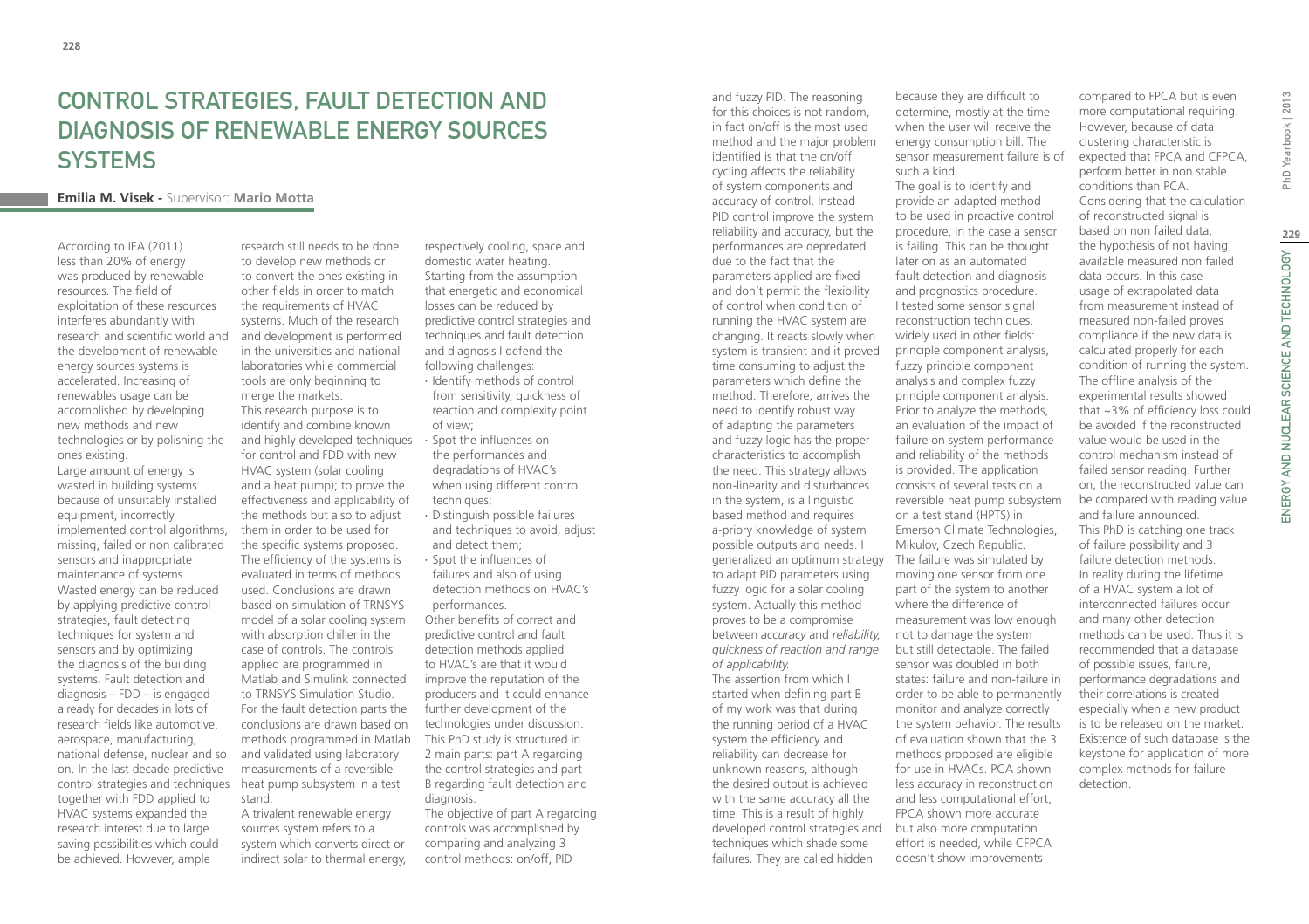# Control Strategies, Fault Detection and Diagnosis of Renewable Energy Sources Systems

**Emilia M. Visek** - Supervisor: **Mario Motta**

According to IEA (2011) less than 20% of energy was produced by renewable resources. The field of exploitation of these resources interferes abundantly with research and scientific world and the development of renewable energy sources systems is accelerated. Increasing of renewables usage can be accomplished by developing new methods and new technologies or by polishing the ones existing.

Large amount of energy is wasted in building systems because of unsuitably installed equipment, incorrectly implemented control algorithms, missing, failed or non calibrated sensors and inappropriate maintenance of systems. Wasted energy can be reduced by applying predictive control strategies, fault detecting techniques for system and sensors and by optimizing the diagnosis of the building systems. Fault detection and diagnosis – FDD – is engaged already for decades in lots of research fields like automotive, aerospace, manufacturing, national defense, nuclear and so on. In the last decade predictive control strategies and techniques together with FDD applied to HVAC systems expanded the research interest due to large saving possibilities which could be achieved. However, ample research still needs to be done to develop new methods or to convert the ones existing in other fields in order to match the requirements of HVAC systems. Much of the research and development is performed in the universities and national laboratories while commercial tools are only beginning to merge the markets.

This research purpose is to identify and combine known and highly developed techniques for control and FDD with new HVAC system (solar cooling and a heat pump); to prove the effectiveness and applicability of the methods but also to adjust them in order to be used for the specific systems proposed. The efficiency of the systems is evaluated in terms of methods used. Conclusions are drawn based on simulation of TRNSYS model of a solar cooling system with absorption chiller in the case of controls. The controls applied are programmed in Matlab and Simulink connected to TRNSYS Simulation Studio. For the fault detection parts the conclusions are drawn based on methods programmed in Matlab and validated using laboratory measurements of a reversible heat pump subsystem in a test stand.

A trivalent renewable energy sources system refers to a system which converts direct or indirect solar to thermal energy, respectively cooling, space and domestic water heating. Starting from the assumption that energetic and economical losses can be reduced by predictive control strategies and techniques and fault detection and diagnosis I defend the following challenges:

- Identify methods of control from sensitivity, quickness of reaction and complexity point of view;
- Spot the influences on the performances and degradations of HVAC's when using different control techniques;
- Distinguish possible failures and techniques to avoid, adjust and detect them;
- Spot the influences of failures and also of using detection methods on HVAC's performances.

Other benefits of correct and predictive control and fault detection methods applied to HVAC's are that it would improve the reputation of the producers and it could enhance further development of the technologies under discussion. This PhD study is structured in 2 main parts: part A regarding the control strategies and part B regarding fault detection and diagnosis.

The objective of part A regarding controls was accomplished by comparing and analyzing 3 control methods: on/off, PID and fuzzy PID. The reasoning for this choices is not random, in fact on/off is the most used method and the major problem identified is that the on/off cycling affects the reliability of system components and accuracy of control. Instead PID control improve the system reliability and accuracy, but the performances are depredated due to the fact that the parameters applied are fixed and don't permit the flexibility of control when condition of running the HVAC system are changing. It reacts slowly when system is transient and it proved time consuming to adjust the parameters which define the method. Therefore, arrives the need to identify robust way of adapting the parameters and fuzzy logic has the proper characteristics to accomplish the need. This strategy allows non-linearity and disturbances in the system, is a linguistic based method and requires a-priory knowledge of system possible outputs and needs. I generalized an optimum strategy to adapt PID parameters using fuzzy logic for a solar cooling system. Actually this method proves to be a compromise between *accuracy* and *reliability, quickness of reaction and range of applicability.*

The assertion from which I started when defining part B of my work was that during the running period of a HVAC system the efficiency and reliability can decrease for unknown reasons, although the desired output is achieved with the same accuracy all the time. This is a result of highly developed control strategies and techniques which shade some failures. They are called hidden because they are difficult to determine, mostly at the time when the user will receive the energy consumption bill. The sensor measurement failure is of such a kind.

The goal is to identify and provide an adapted method to be used in proactive control procedure, in the case a sensor is failing. This can be thought later on as an automated fault detection and diagnosis and prognostics procedure. I tested some sensor signal reconstruction techniques, widely used in other fields: principle component analysis, fuzzy principle component analysis and complex fuzzy principle component analysis. Prior to analyze the methods, an evaluation of the impact of failure on system performance and reliability of the methods is provided. The application consists of several tests on a reversible heat pump subsystem on a test stand (HPTS) in Emerson Climate Technologies, Mikulov, Czech Republic. The failure was simulated by moving one sensor from one part of the system to another where the difference of measurement was low enough not to damage the system but still detectable. The failed sensor was doubled in both states: failure and non-failure in order to be able to permanently monitor and analyze correctly the system behavior. The results of evaluation shown that the 3 methods proposed are eligible for use in HVACs. PCA shown less accuracy in reconstruction and less computational effort, FPCA shown more accurate but also more computation effort is needed, while CFPCA doesn't show improvements compared to FPCA but is even more computational requiring. However, because of data clustering characteristic is expected that FPCA and CFPCA, perform better in non stable conditions than PCA.

Considering that the calculation of reconstructed signal is based on non failed data, the hypothesis of not having available measured non failed data occurs. In this case usage of extrapolated data from measurement instead of measured non-failed proves compliance if the new data is calculated properly for each condition of running the system. The offline analysis of the experimental results showed that ~3% of efficiency loss could be avoided if the reconstructed value would be used in the control mechanism instead of failed sensor reading. Further on, the reconstructed value can be compared with reading value and failure announced.

This PhD is catching one track of failure possibility and 3 failure detection methods. In reality during the lifetime of a HVAC system a lot of interconnected failures occur and many other detection methods can be used. Thus it is recommended that a database of possible issues, failure, performance degradations and their correlations is created especially when a new product is to be released on the market. Existence of such database is the keystone for application of more complex methods for failure detection.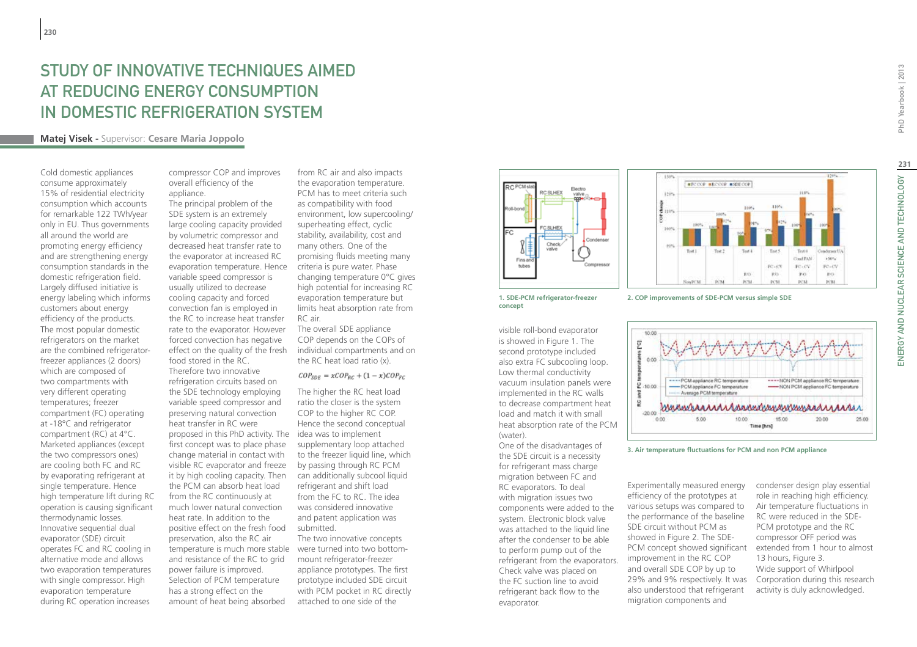# STUDY OF INNOVATIVE TECHNIQUES AIMED AT REDUCING ENERGY CONSUMPTION IN DOMESTIC REFRIGERATION SYSTEM

**Matej Visek** - Supervisor: **Cesare Maria Joppolo**

Cold domestic appliances consume approximately 15% of residential electricity consumption which accounts for remarkable 122 TWh/year only in EU. Thus governments all around the world are promoting energy efficiency and are strengthening energy consumption standards in the domestic refrigeration field. Largely diffused initiative is energy labeling which informs customers about energy efficiency of the products.

The most popular domestic refrigerators on the market are the combined refrigerator-freezer appliances (2 doors) which are composed of two compartments with very different operating temperatures; freezer compartment (FC) operating at -18°C and refrigerator compartment (RC) at 4°C. Marketed appliances (except the two compressors ones) are cooling both FC and RC by evaporating refrigerant at single temperature. Hence high temperature lift during RC operation is causing significant thermodynamic losses. Innovative sequential dual evaporator (SDE) circuit operates FC and RC cooling in alternative mode and allows two evaporation temperatures with single compressor. High evaporation temperature during RC operation increases compressor COP and improves overall efficiency of the appliance.

The principal problem of the SDE system is an extremely large cooling capacity provided by volumetric compressor and decreased heat transfer rate to the evaporator at increased RC evaporation temperature. Hence variable speed compressor is usually utilized to decrease cooling capacity and forced convection fan is employed in the RC to increase heat transfer rate to the evaporator. However forced convection has negative effect on the quality of the fresh food stored in the RC.

Therefore two innovative refrigeration circuits based on the SDE technology employing variable speed compressor and preserving natural convection heat transfer in RC were proposed in this PhD activity. The first concept was to place phase change material in contact with visible RC evaporator and freeze it by high cooling capacity. Then the PCM can absorb heat load from the RC continuously at much lower natural convection heat rate. In addition to the positive effect on the fresh food preservation, also the RC air temperature is much more stable and resistance of the RC to grid power failure is improved. Selection of PCM temperature has a strong effect on the amount of heat being absorbed from RC air and also impacts the evaporation temperature. PCM has to meet criteria such as compatibility with food environment, low supercooling/superheating effect, cyclic stability, availability, cost and many others. One of the promising fluids meeting many criteria is pure water. Phase changing temperature 0°C gives high potential for increasing RC evaporation temperature but limits heat absorption rate from RC air.

The overall SDE appliance COP depends on the COPs of individual compartments and on the RC heat load ratio (x).

$$COP_{SDE} = xCOP_{RC} + (1-x)COP_{FC}$$

The higher the RC heat load ratio the closer is the system COP to the higher RC COP. Hence the second conceptual idea was to implement supplementary loop attached to the freezer liquid line, which by passing through RC PCM can additionally subcool liquid refrigerant and shift load from the FC to RC. The idea was considered innovative and patent application was submitted.

The two innovative concepts were turned into two bottom-mount refrigerator-freezer appliance prototypes. The first prototype included SDE circuit with PCM pocket in RC directly attached to one side of the visible roll-bond evaporator is showed in Figure 1. The second prototype included also extra FC subcooling loop. Low thermal conductivity vacuum insulation panels were implemented in the RC walls to decrease compartment heat load and match it with small heat absorption rate of the PCM (water).

One of the disadvantages of the SDE circuit is a necessity for refrigerant mass charge migration between FC and RC evaporators. To deal with migration issues two components were added to the system. Electronic block valve was attached to the liquid line after the condenser to be able to perform pump out of the refrigerant from the evaporators. Check valve was placed on the FC suction line to avoid refrigerant back flow to the evaporator.

**1. SDE-PCM refrigerator-freezer concept**

**2. COP improvements of SDE-PCM versus simple SDE**

**3. Air temperature fluctuations for PCM and non PCM appliance**

Experimentally measured energy efficiency of the prototypes at various setups was compared to the performance of the baseline SDE circuit without PCM as showed in Figure 2. The SDE-PCM concept showed significant improvement in the RC COP and overall SDE COP by up to 29% and 9% respectively. It was also understood that refrigerant migration components and condenser design play essential role in reaching high efficiency. Air temperature fluctuations in RC were reduced in the SDE-PCM prototype and the RC compressor OFF period was extended from 1 hour to almost 13 hours, Figure 3.

Wide support of Whirlpool Corporation during this research activity is duly acknowledged.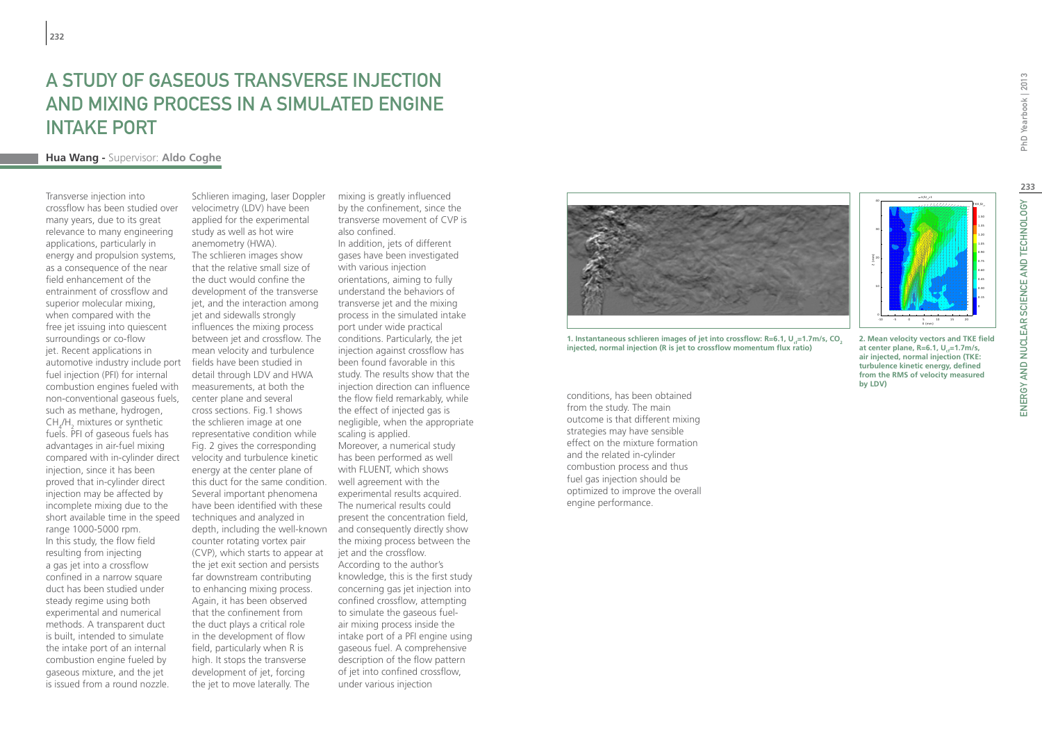# A STUDY OF GASEOUS TRANSVERSE INJECTION AND MIXING PROCESS IN A SIMULATED ENGINE INTAKE PORT

**Hua Wang** - Supervisor: **Aldo Coghe**

Transverse injection into crossflow has been studied over many years, due to its great relevance to many engineering applications, particularly in energy and propulsion systems, as a consequence of the near field enhancement of the entrainment of crossflow and superior molecular mixing, when compared with the free jet issuing into quiescent surroundings or co-flow jet. Recent applications in automotive industry include port fuel injection (PFI) for internal combustion engines fueled with non-conventional gaseous fuels, such as methane, hydrogen, $CH_4/H_2$ mixtures or synthetic fuels. PFI of gaseous fuels has advantages in air-fuel mixing compared with in-cylinder direct injection, since it has been proved that in-cylinder direct injection may be affected by incomplete mixing due to the short available time in the speed range 1000-5000 rpm.

In this study, the flow field resulting from injecting a gas jet into a crossflow confined in a narrow square duct has been studied under steady regime using both experimental and numerical methods. A transparent duct is built, intended to simulate the intake port of an internal combustion engine fueled by gaseous mixture, and the jet is issued from a round nozzle. Schlieren imaging, laser Doppler velocimetry (LDV) have been applied for the experimental study as well as hot wire anemometry (HWA).

The schlieren images show that the relative small size of the duct would confine the development of the transverse jet, and the interaction among jet and sidewalls strongly influences the mixing process between jet and crossflow. The mean velocity and turbulence fields have been studied in detail through LDV and HWA measurements, at both the center plane and several cross sections. Fig.1 shows the schlieren image at one representative condition while Fig. 2 gives the corresponding velocity and turbulence kinetic energy at the center plane of this duct for the same condition. Several important phenomena have been identified with these techniques and analyzed in depth, including the well-known counter rotating vortex pair (CVP), which starts to appear at the jet exit section and persists far downstream contributing to enhancing mixing process. Again, it has been observed that the confinement from the duct plays a critical role in the development of flow field, particularly when R is high. It stops the transverse development of jet, forcing the jet to move laterally. The mixing is greatly influenced by the confinement, since the transverse movement of CVP is also confined.

In addition, jets of different gases have been investigated with various injection orientations, aiming to fully understand the behaviors of transverse jet and the mixing process in the simulated intake port under wide practical conditions. Particularly, the jet injection against crossflow has been found favorable in this study. The results show that the injection direction can influence the flow field remarkably, while the effect of injected gas is negligible, when the appropriate scaling is applied.

Moreover, a numerical study has been performed as well with FLUENT, which shows well agreement with the experimental results acquired. The numerical results could present the concentration field, and consequently directly show the mixing process between the jet and the crossflow.

According to the author's knowledge, this is the first study concerning gas jet injection into confined crossflow, attempting to simulate the gaseous fuel-air mixing process inside the intake port of a PFI engine using gaseous fuel. A comprehensive description of the flow pattern of jet into confined crossflow, under various injection conditions, has been obtained from the study. The main outcome is that different mixing strategies may have sensible effect on the mixture formation and the related in-cylinder combustion process and thus fuel gas injection should be optimized to improve the overall engine performance.

**1. Instantaneous schlieren images of jet into crossflow: R=6.1, $U_{cf}$=1.7m/s, $CO_2$ injected, normal injection (R is jet to crossflow momentum flux ratio)**

**2. Mean velocity vectors and TKE field at center plane, R=6.1, $U_{cf}$=1.7m/s, air injected, normal injection (TKE: turbulence kinetic energy, defined from the RMS of velocity measured by LDV)**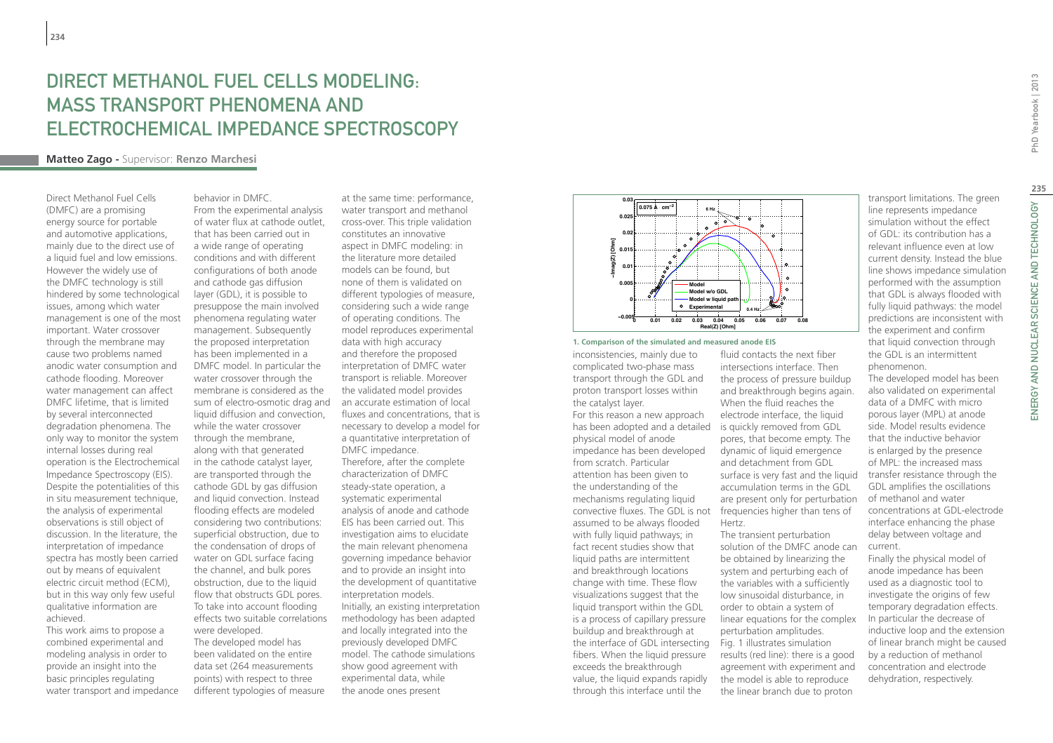# Direct Methanol Fuel Cells Modeling: Mass Transport Phenomena and Electrochemical Impedance Spectroscopy

**Matteo Zago** - Supervisor: **Renzo Marchesi**

Direct Methanol Fuel Cells (DMFC) are a promising energy source for portable and automotive applications, mainly due to the direct use of a liquid fuel and low emissions. However the widely use of the DMFC technology is still hindered by some technological issues, among which water management is one of the most important. Water crossover through the membrane may cause two problems named anodic water consumption and cathode flooding. Moreover water management can affect DMFC lifetime, that is limited by several interconnected degradation phenomena. The only way to monitor the system internal losses during real operation is the Electrochemical Impedance Spectroscopy (EIS). Despite the potentialities of this in situ measurement technique, the analysis of experimental observations is still object of discussion. In the literature, the interpretation of impedance spectra has mostly been carried out by means of equivalent electric circuit method (ECM), but in this way only few useful qualitative information are achieved.

This work aims to propose a combined experimental and modeling analysis in order to provide an insight into the basic principles regulating water transport and impedance behavior in DMFC.

From the experimental analysis of water flux at cathode outlet, that has been carried out in a wide range of operating conditions and with different configurations of both anode and cathode gas diffusion layer (GDL), it is possible to presuppose the main involved phenomena regulating water management. Subsequently the proposed interpretation has been implemented in a DMFC model. In particular the water crossover through the membrane is considered as the sum of electro-osmotic drag and liquid diffusion and convection, while the water crossover through the membrane, along with that generated in the cathode catalyst layer, are transported through the cathode GDL by gas diffusion and liquid convection. Instead flooding effects are modeled considering two contributions: superficial obstruction, due to the condensation of drops of water on GDL surface facing the channel, and bulk pores obstruction, due to the liquid flow that obstructs GDL pores. To take into account flooding effects two suitable correlations were developed.

The developed model has been validated on the entire data set (264 measurements points) with respect to three different typologies of measure at the same time: performance, water transport and methanol cross-over. This triple validation constitutes an innovative aspect in DMFC modeling: in the literature more detailed models can be found, but none of them is validated on different typologies of measure, considering such a wide range of operating conditions. The model reproduces experimental data with high accuracy and therefore the proposed interpretation of DMFC water transport is reliable. Moreover the validated model provides an accurate estimation of local fluxes and concentrations, that is necessary to develop a model for a quantitative interpretation of DMFC impedance.

Therefore, after the complete characterization of DMFC steady-state operation, a systematic experimental analysis of anode and cathode EIS has been carried out. This investigation aims to elucidate the main relevant phenomena governing impedance behavior and to provide an insight into the development of quantitative interpretation models.

Initially, an existing interpretation methodology has been adapted and locally integrated into the previously developed DMFC model. The cathode simulations show good agreement with experimental data, while the anode ones present inconsistencies, mainly due to complicated two-phase mass transport through the GDL and proton transport losses within the catalyst layer.

1. Comparison of the simulated and measured anode EIS

For this reason a new approach has been adopted and a detailed physical model of anode impedance has been developed from scratch. Particular attention has been given to the understanding of the mechanisms regulating liquid convective fluxes. The GDL is not assumed to be always flooded with fully liquid pathways; in fact recent studies show that liquid paths are intermittent and breakthrough locations change with time. These flow visualizations suggest that the liquid transport within the GDL is a process of capillary pressure buildup and breakthrough at the interface of GDL intersecting fibers. When the liquid pressure exceeds the breakthrough value, the liquid expands rapidly through this interface until the fluid contacts the next fiber intersections interface. Then the process of pressure buildup and breakthrough begins again. When the fluid reaches the electrode interface, the liquid is quickly removed from GDL pores, that become empty. The dynamic of liquid emergence and detachment from GDL surface is very fast and the liquid accumulation terms in the GDL are present only for perturbation frequencies higher than tens of Hertz.

The transient perturbation solution of the DMFC anode can be obtained by linearizing the system and perturbing each of the variables with a sufficiently low sinusoidal disturbance, in order to obtain a system of linear equations for the complex perturbation amplitudes.

Fig. 1 illustrates simulation results (red line): there is a good agreement with experiment and the model is able to reproduce the linear branch due to proton transport limitations. The green line represents impedance simulation without the effect of GDL: its contribution has a relevant influence even at low current density. Instead the blue line shows impedance simulation performed with the assumption that GDL is always flooded with fully liquid pathways: the model predictions are inconsistent with the experiment and confirm that liquid convection through the GDL is an intermittent phenomenon.

The developed model has been also validated on experimental data of a DMFC with micro porous layer (MPL) at anode side. Model results evidence that the inductive behavior is enlarged by the presence of MPL: the increased mass transfer resistance through the GDL amplifies the oscillations of methanol and water concentrations at GDL-electrode interface enhancing the phase delay between voltage and current.

Finally the physical model of anode impedance has been used as a diagnostic tool to investigate the origins of few temporary degradation effects. In particular the decrease of inductive loop and the extension of linear branch might be caused by a reduction of methanol concentration and electrode dehydration, respectively.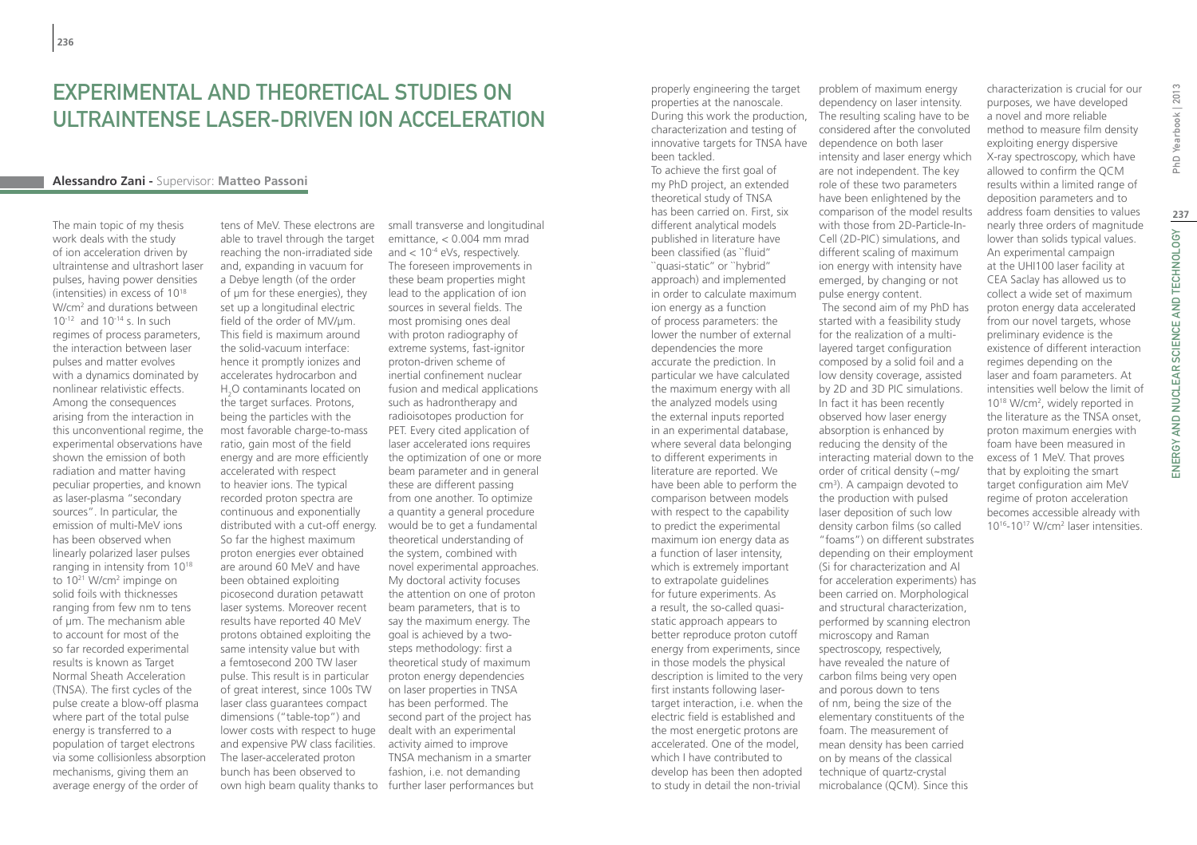# EXPERIMENTAL AND THEORETICAL STUDIES ON ULTRAINTENSE LASER-DRIVEN ION ACCELERATION

**Alessandro Zani -** Supervisor: **Matteo Passoni**

The main topic of my thesis work deals with the study of ion acceleration driven by ultraintense and ultrashort laser pulses, having power densities (intensities) in excess of $10^{18}$ W/cm$^2$ and durations between $10^{-12}$ and $10^{-14}$ s. In such regimes of process parameters, the interaction between laser pulses and matter evolves with a dynamics dominated by nonlinear relativistic effects. Among the consequences arising from the interaction in this unconventional regime, the experimental observations have shown the emission of both radiation and matter having peculiar properties, and known as laser-plasma "secondary sources". In particular, the emission of multi-MeV ions has been observed when linearly polarized laser pulses ranging in intensity from $10^{18}$ to $10^{21}$ W/cm$^2$ impinge on solid foils with thicknesses ranging from few nm to tens of µm. The mechanism able to account for most of the so far recorded experimental results is known as Target Normal Sheath Acceleration (TNSA). The first cycles of the pulse create a blow-off plasma where part of the total pulse energy is transferred to a population of target electrons via some collisionless absorption mechanisms, giving them an average energy of the order of tens of MeV. These electrons are able to travel through the target reaching the non-irradiated side and, expanding in vacuum for a Debye length (of the order of µm for these energies), they set up a longitudinal electric field of the order of MV/µm. This field is maximum around the solid-vacuum interface: hence it promptly ionizes and accelerates hydrocarbon and $H_2O$ contaminants located on the target surfaces. Protons, being the particles with the most favorable charge-to-mass ratio, gain most of the field energy and are more efficiently accelerated with respect to heavier ions. The typical recorded proton spectra are continuous and exponentially distributed with a cut-off energy. So far the highest maximum proton energies ever obtained are around 60 MeV and have been obtained exploiting picosecond duration petawatt laser systems. Moreover recent results have reported 40 MeV protons obtained exploiting the same intensity value but with a femtosecond 200 TW laser pulse. This result is in particular of great interest, since 100s TW laser class guarantees compact dimensions ("table-top") and lower costs with respect to huge and expensive PW class facilities. The laser-accelerated proton bunch has been observed to own high beam quality thanks to small transverse and longitudinal emittance, < 0.004 mm mrad and < $10^{-4}$ eVs, respectively. The foreseen improvements in these beam properties might lead to the application of ion sources in several fields. The most promising ones deal with proton radiography of extreme systems, fast-ignitor proton-driven scheme of inertial confinement nuclear fusion and medical applications such as hadrontherapy and radioisotopes production for PET. Every cited application of laser accelerated ions requires the optimization of one or more beam parameter and in general these are different passing from one another. To optimize a quantity a general procedure would be to get a fundamental theoretical understanding of the system, combined with novel experimental approaches. My doctoral activity focuses the attention on one of proton beam parameters, that is to say the maximum energy. The goal is achieved by a two-steps methodology: first a theoretical study of maximum proton energy dependencies on laser properties in TNSA has been performed. The second part of the project has dealt with an experimental activity aimed to improve TNSA mechanism in a smarter fashion, i.e. not demanding further laser performances but properly engineering the target properties at the nanoscale. During this work the production, characterization and testing of innovative targets for TNSA have been tackled.

To achieve the first goal of my PhD project, an extended theoretical study of TNSA has been carried on. First, six different analytical models published in literature have been classified (as ``fluid" ``quasi-static" or ``hybrid" approach) and implemented in order to calculate maximum ion energy as a function of process parameters: the lower the number of external dependencies the more accurate the prediction. In particular we have calculated the maximum energy with all the analyzed models using the external inputs reported in an experimental database, where several data belonging to different experiments in literature are reported. We have been able to perform the comparison between models with respect to the capability to predict the experimental maximum ion energy data as a function of laser intensity, which is extremely important to extrapolate guidelines for future experiments. As a result, the so-called quasi-static approach appears to better reproduce proton cutoff energy from experiments, since in those models the physical description is limited to the very first instants following laser-target interaction, i.e. when the electric field is established and the most energetic protons are accelerated. One of the model, which I have contributed to develop has been then adopted to study in detail the non-trivial problem of maximum energy dependency on laser intensity. The resulting scaling have to be considered after the convoluted dependence on both laser intensity and laser energy which are not independent. The key role of these two parameters have been enlightened by the comparison of the model results with those from 2D-Particle-In-Cell (2D-PIC) simulations, and different scaling of maximum ion energy with intensity have emerged, by changing or not pulse energy content.

The second aim of my PhD has started with a feasibility study for the realization of a multi-layered target configuration composed by a solid foil and a low density coverage, assisted by 2D and 3D PIC simulations. In fact it has been recently observed how laser energy absorption is enhanced by reducing the density of the interacting material down to the order of critical density (~mg/cm$^3$). A campaign devoted to the production with pulsed laser deposition of such low density carbon films (so called "foams") on different substrates depending on their employment (Si for characterization and Al for acceleration experiments) has been carried on. Morphological and structural characterization, performed by scanning electron microscopy and Raman spectroscopy, respectively, have revealed the nature of carbon films being very open and porous down to tens of nm, being the size of the elementary constituents of the foam. The measurement of mean density has been carried on by means of the classical technique of quartz-crystal microbalance (QCM). Since this characterization is crucial for our purposes, we have developed a novel and more reliable method to measure film density exploiting energy dispersive X-ray spectroscopy, which have allowed to confirm the QCM results within a limited range of deposition parameters and to address foam densities to values nearly three orders of magnitude lower than solids typical values. An experimental campaign at the UHI100 laser facility at CEA Saclay has allowed us to collect a wide set of maximum proton energy data accelerated from our novel targets, whose preliminary evidence is the existence of different interaction regimes depending on the laser and foam parameters. At intensities well below the limit of $10^{18}$ W/cm$^2$, widely reported in the literature as the TNSA onset, proton maximum energies with foam have been measured in excess of 1 MeV. That proves that by exploiting the smart target configuration aim MeV regime of proton acceleration becomes accessible already with $10^{16}$-$10^{17}$ W/cm$^2$ laser intensities.